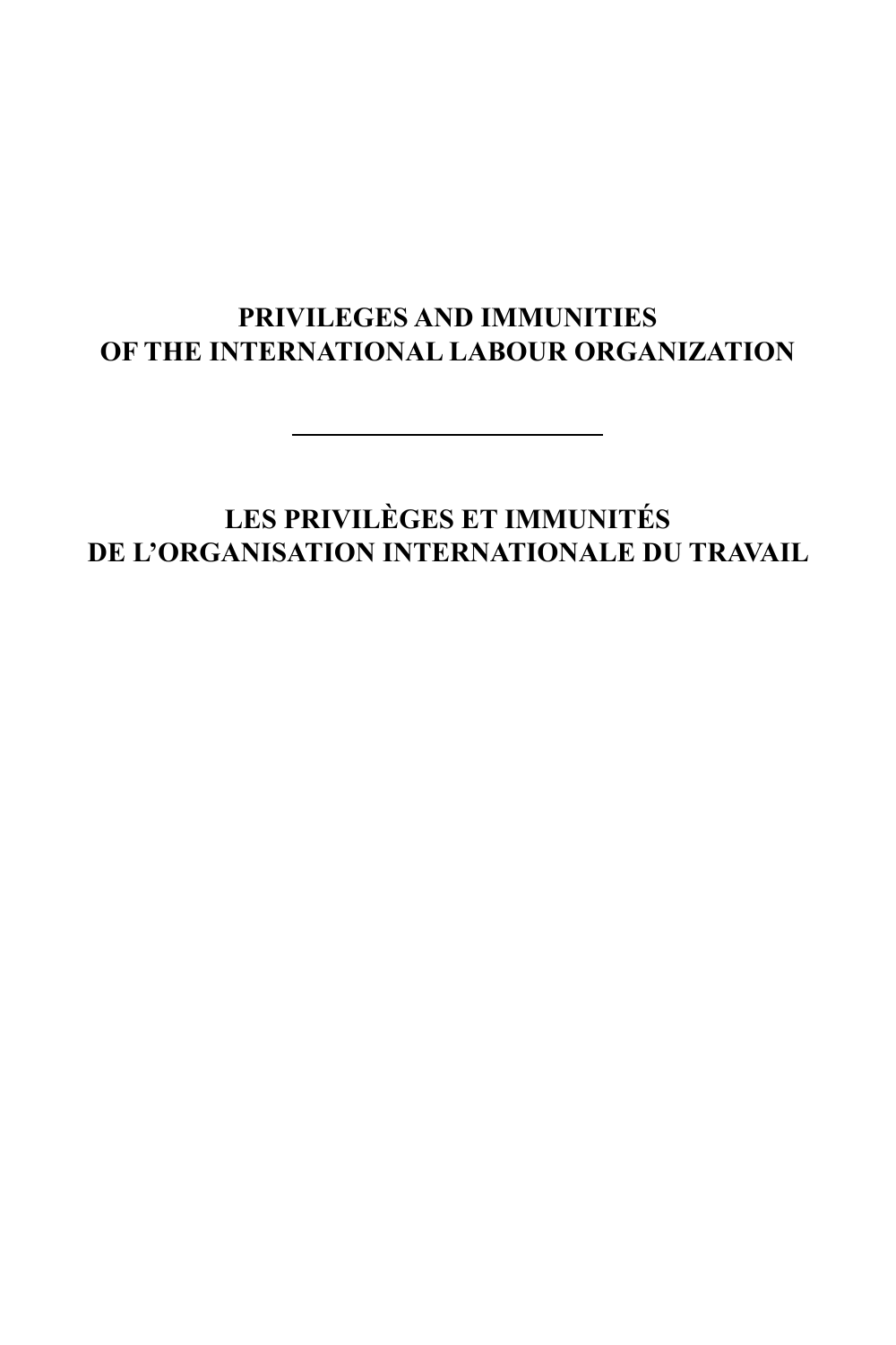# PRIVILEGES AND IMMUNITIES OF THE INTERNATIONAL LABOUR ORGANIZATION

---

# LES PRIVILÈGES ET IMMUNITÉS DE L'ORGANISATION INTERNATIONALE DU TRAVAIL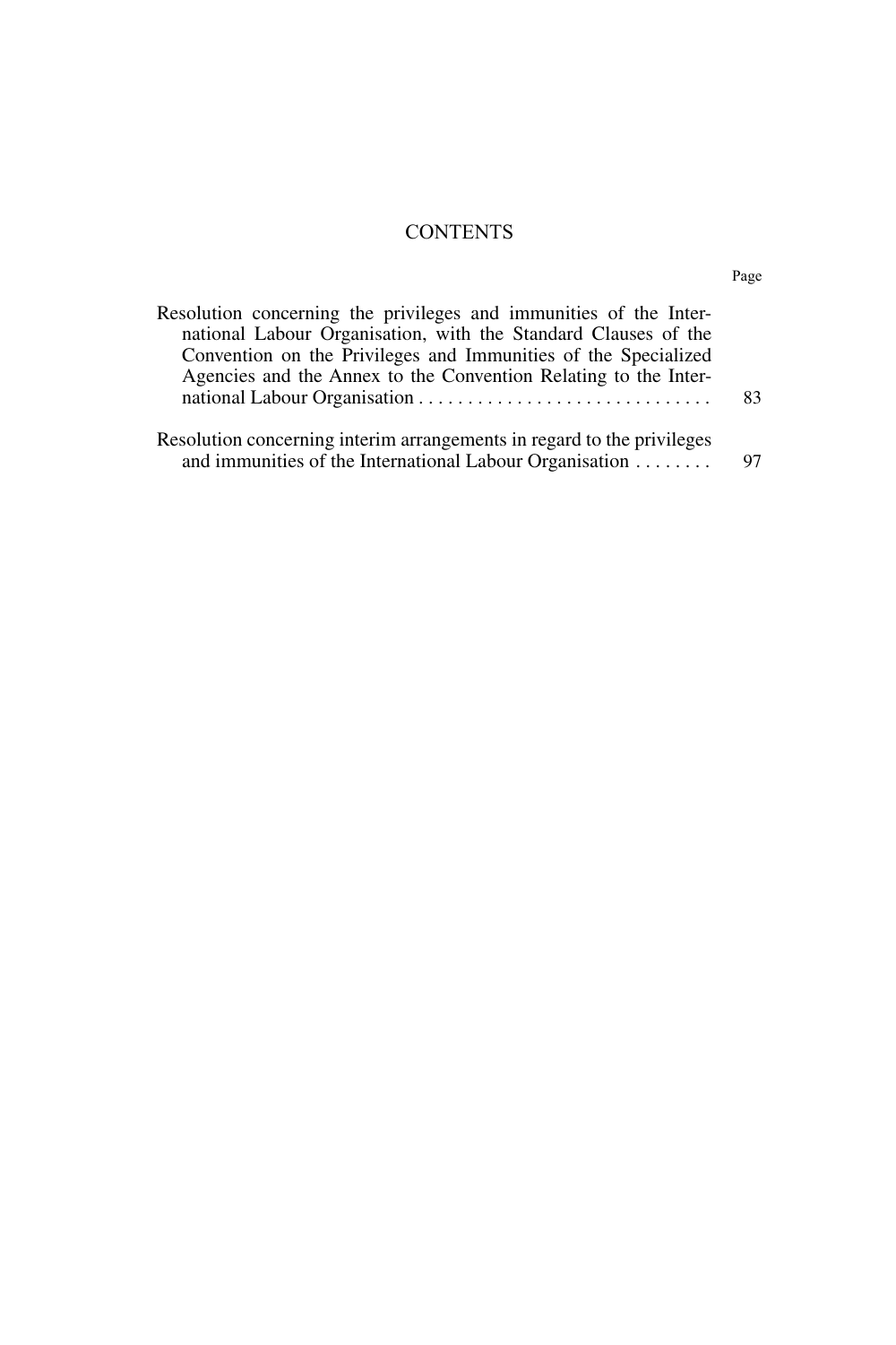# CONTENTS

| | Page |
|---|---|
| Resolution concerning the privileges and immunities of the International Labour Organisation, with the Standard Clauses of the Convention on the Privileges and Immunities of the Specialized Agencies and the Annex to the Convention Relating to the International Labour Organisation | 83 |
| Resolution concerning interim arrangements in regard to the privileges and immunities of the International Labour Organisation | 97 |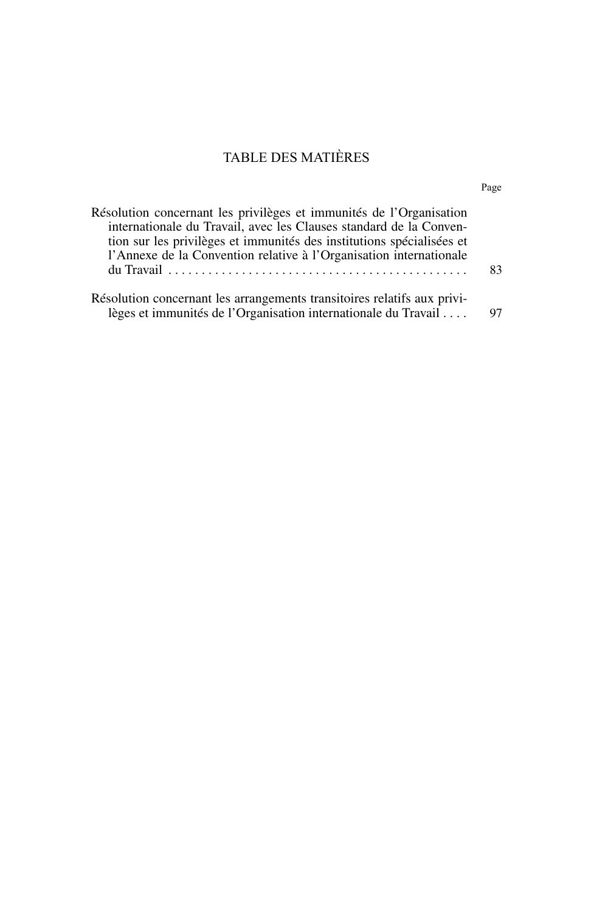# TABLE DES MATIÈRES

| | Page |
|---|---|
| Résolution concernant les privilèges et immunités de l'Organisation internationale du Travail, avec les Clauses standard de la Convention sur les privilèges et immunités des institutions spécialisées et l'Annexe de la Convention relative à l'Organisation internationale du Travail | 83 |
| Résolution concernant les arrangements transitoires relatifs aux privilèges et immunités de l'Organisation internationale du Travail | 97 |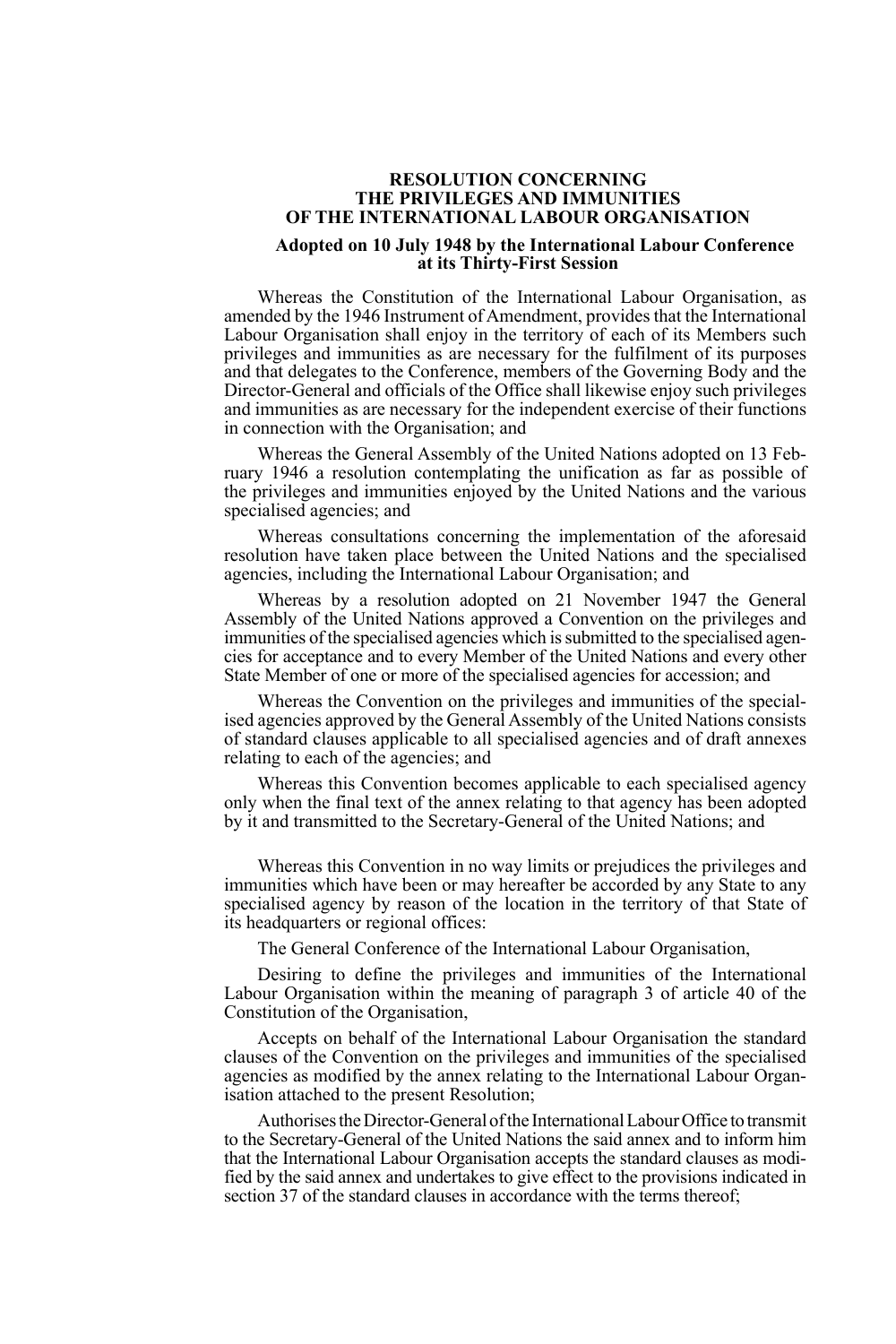## RESOLUTION CONCERNING THE PRIVILEGES AND IMMUNITIES OF THE INTERNATIONAL LABOUR ORGANISATION

### Adopted on 10 July 1948 by the International Labour Conference at its Thirty-First Session

Whereas the Constitution of the International Labour Organisation, as amended by the 1946 Instrument of Amendment, provides that the International Labour Organisation shall enjoy in the territory of each of its Members such privileges and immunities as are necessary for the fulfilment of its purposes and that delegates to the Conference, members of the Governing Body and the Director-General and officials of the Office shall likewise enjoy such privileges and immunities as are necessary for the independent exercise of their functions in connection with the Organisation; and

Whereas the General Assembly of the United Nations adopted on 13 February 1946 a resolution contemplating the unification as far as possible of the privileges and immunities enjoyed by the United Nations and the various specialised agencies; and

Whereas consultations concerning the implementation of the aforesaid resolution have taken place between the United Nations and the specialised agencies, including the International Labour Organisation; and

Whereas by a resolution adopted on 21 November 1947 the General Assembly of the United Nations approved a Convention on the privileges and immunities of the specialised agencies which is submitted to the specialised agencies for acceptance and to every Member of the United Nations and every other State Member of one or more of the specialised agencies for accession; and

Whereas the Convention on the privileges and immunities of the specialised agencies approved by the General Assembly of the United Nations consists of standard clauses applicable to all specialised agencies and of draft annexes relating to each of the agencies; and

Whereas this Convention becomes applicable to each specialised agency only when the final text of the annex relating to that agency has been adopted by it and transmitted to the Secretary-General of the United Nations; and

Whereas this Convention in no way limits or prejudices the privileges and immunities which have been or may hereafter be accorded by any State to any specialised agency by reason of the location in the territory of that State of its headquarters or regional offices:

The General Conference of the International Labour Organisation,

Desiring to define the privileges and immunities of the International Labour Organisation within the meaning of paragraph 3 of article 40 of the Constitution of the Organisation,

Accepts on behalf of the International Labour Organisation the standard clauses of the Convention on the privileges and immunities of the specialised agencies as modified by the annex relating to the International Labour Organisation attached to the present Resolution;

Authorises the Director-General of the International Labour Office to transmit to the Secretary-General of the United Nations the said annex and to inform him that the International Labour Organisation accepts the standard clauses as modified by the said annex and undertakes to give effect to the provisions indicated in section 37 of the standard clauses in accordance with the terms thereof;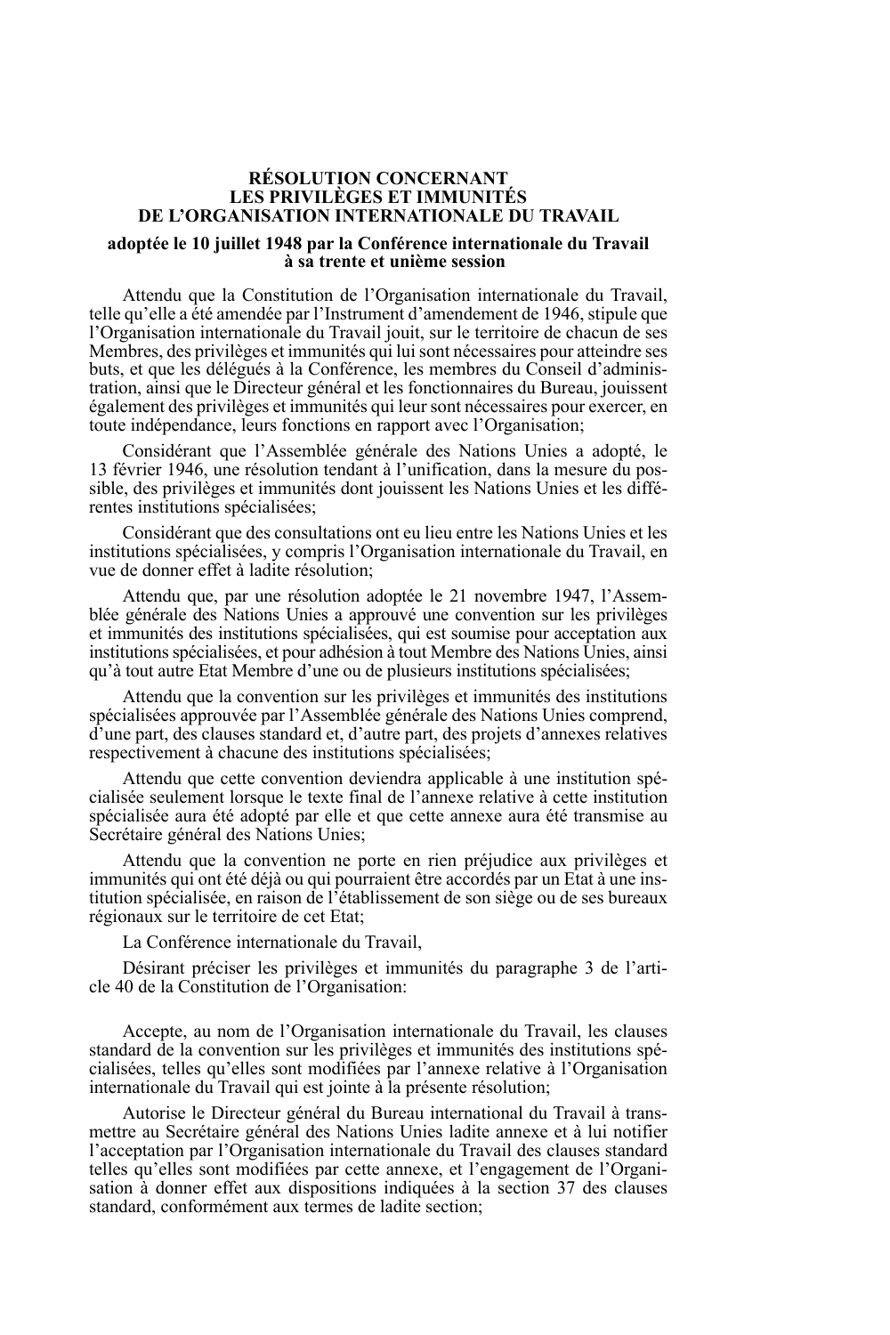# RÉSOLUTION CONCERNANT LES PRIVILÈGES ET IMMUNITÉS DE L'ORGANISATION INTERNATIONALE DU TRAVAIL

**adoptée le 10 juillet 1948 par la Conférence internationale du Travail à sa trente et unième session**

Attendu que la Constitution de l'Organisation internationale du Travail, telle qu'elle a été amendée par l'Instrument d'amendement de 1946, stipule que l'Organisation internationale du Travail jouit, sur le territoire de chacun de ses Membres, des privilèges et immunités qui lui sont nécessaires pour atteindre ses buts, et que les délégués à la Conférence, les membres du Conseil d'administration, ainsi que le Directeur général et les fonctionnaires du Bureau, jouissent également des privilèges et immunités qui leur sont nécessaires pour exercer, en toute indépendance, leurs fonctions en rapport avec l'Organisation;

Considérant que l'Assemblée générale des Nations Unies a adopté, le 13 février 1946, une résolution tendant à l'unification, dans la mesure du possible, des privilèges et immunités dont jouissent les Nations Unies et les différentes institutions spécialisées;

Considérant que des consultations ont eu lieu entre les Nations Unies et les institutions spécialisées, y compris l'Organisation internationale du Travail, en vue de donner effet à ladite résolution;

Attendu que, par une résolution adoptée le 21 novembre 1947, l'Assemblée générale des Nations Unies a approuvé une convention sur les privilèges et immunités des institutions spécialisées, qui est soumise pour acceptation aux institutions spécialisées, et pour adhésion à tout Membre des Nations Unies, ainsi qu'à tout autre Etat Membre d'une ou de plusieurs institutions spécialisées;

Attendu que la convention sur les privilèges et immunités des institutions spécialisées approuvée par l'Assemblée générale des Nations Unies comprend, d'une part, des clauses standard et, d'autre part, des projets d'annexes relatives respectivement à chacune des institutions spécialisées;

Attendu que cette convention deviendra applicable à une institution spécialisée seulement lorsque le texte final de l'annexe relative à cette institution spécialisée aura été adopté par elle et que cette annexe aura été transmise au Secrétaire général des Nations Unies;

Attendu que la convention ne porte en rien préjudice aux privilèges et immunités qui ont été déjà ou qui pourraient être accordés par un Etat à une institution spécialisée, en raison de l'établissement de son siège ou de ses bureaux régionaux sur le territoire de cet Etat;

La Conférence internationale du Travail,

Désirant préciser les privilèges et immunités du paragraphe 3 de l'article 40 de la Constitution de l'Organisation:

Accepte, au nom de l'Organisation internationale du Travail, les clauses standard de la convention sur les privilèges et immunités des institutions spécialisées, telles qu'elles sont modifiées par l'annexe relative à l'Organisation internationale du Travail qui est jointe à la présente résolution;

Autorise le Directeur général du Bureau international du Travail à transmettre au Secrétaire général des Nations Unies ladite annexe et à lui notifier l'acceptation par l'Organisation internationale du Travail des clauses standard telles qu'elles sont modifiées par cette annexe, et l'engagement de l'Organisation à donner effet aux dispositions indiquées à la section 37 des clauses standard, conformément aux termes de ladite section;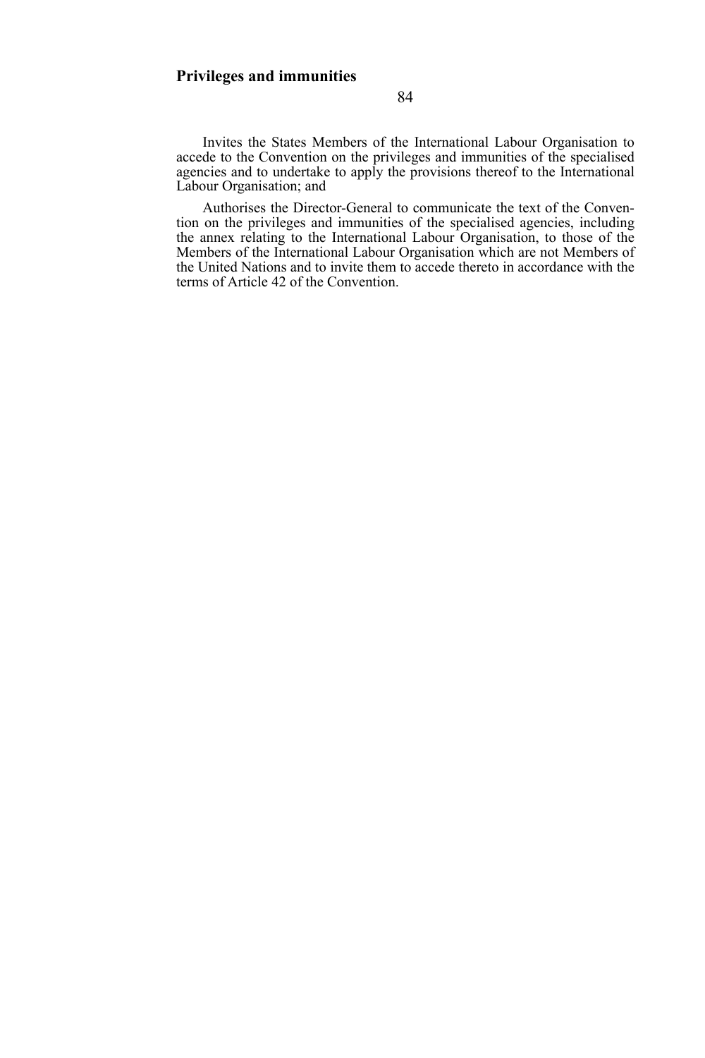Invites the States Members of the International Labour Organisation to accede to the Convention on the privileges and immunities of the specialised agencies and to undertake to apply the provisions thereof to the International Labour Organisation; and

Authorises the Director-General to communicate the text of the Convention on the privileges and immunities of the specialised agencies, including the annex relating to the International Labour Organisation, to those of the Members of the International Labour Organisation which are not Members of the United Nations and to invite them to accede thereto in accordance with the terms of Article 42 of the Convention.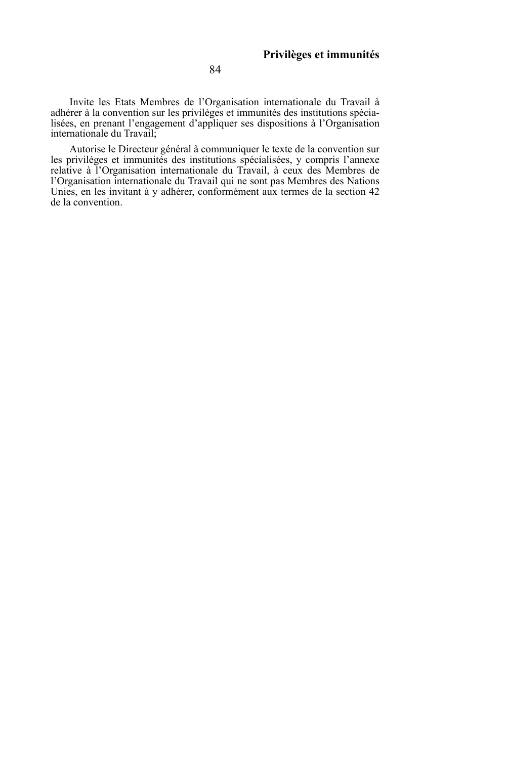Invite les Etats Membres de l'Organisation internationale du Travail à adhérer à la convention sur les privilèges et immunités des institutions spécialisées, en prenant l'engagement d'appliquer ses dispositions à l'Organisation internationale du Travail;

Autorise le Directeur général à communiquer le texte de la convention sur les privilèges et immunités des institutions spécialisées, y compris l'annexe relative à l'Organisation internationale du Travail, à ceux des Membres de l'Organisation internationale du Travail qui ne sont pas Membres des Nations Unies, en les invitant à y adhérer, conformément aux termes de la section 42 de la convention.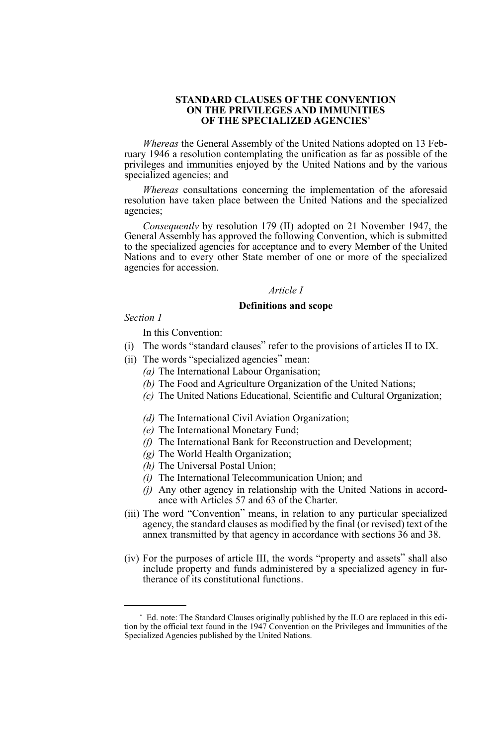# STANDARD CLAUSES OF THE CONVENTION ON THE PRIVILEGES AND IMMUNITIES OF THE SPECIALIZED AGENCIES*

*Whereas* the General Assembly of the United Nations adopted on 13 February 1946 a resolution contemplating the unification as far as possible of the privileges and immunities enjoyed by the United Nations and by the various specialized agencies; and

*Whereas* consultations concerning the implementation of the aforesaid resolution have taken place between the United Nations and the specialized agencies;

*Consequently* by resolution 179 (II) adopted on 21 November 1947, the General Assembly has approved the following Convention, which is submitted to the specialized agencies for acceptance and to every Member of the United Nations and to every other State member of one or more of the specialized agencies for accession.

## *Article I*

## Definitions and scope

*Section 1*

In this Convention:

(i) The words "standard clauses" refer to the provisions of articles II to IX.

(ii) The words "specialized agencies" mean:
   - *(a)* The International Labour Organisation;
   - *(b)* The Food and Agriculture Organization of the United Nations;
   - *(c)* The United Nations Educational, Scientific and Cultural Organization;
   - *(d)* The International Civil Aviation Organization;
   - *(e)* The International Monetary Fund;
   - *(f)* The International Bank for Reconstruction and Development;
   - *(g)* The World Health Organization;
   - *(h)* The Universal Postal Union;
   - *(i)* The International Telecommunication Union; and
   - *(j)* Any other agency in relationship with the United Nations in accordance with Articles 57 and 63 of the Charter.

(iii) The word "Convention" means, in relation to any particular specialized agency, the standard clauses as modified by the final (or revised) text of the annex transmitted by that agency in accordance with sections 36 and 38.

(iv) For the purposes of article III, the words "property and assets" shall also include property and funds administered by a specialized agency in furtherance of its constitutional functions.

---

* Ed. note: The Standard Clauses originally published by the ILO are replaced in this edition by the official text found in the 1947 Convention on the Privileges and Immunities of the Specialized Agencies published by the United Nations.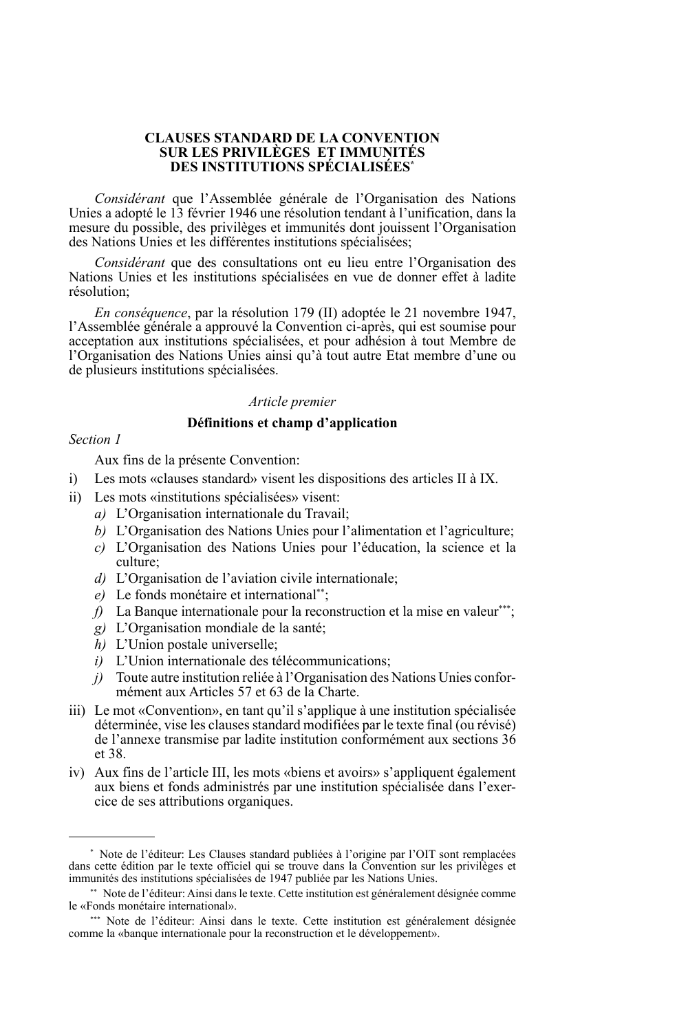# CLAUSES STANDARD DE LA CONVENTION SUR LES PRIVILÈGES ET IMMUNITÉS DES INSTITUTIONS SPÉCIALISÉES[*]

*Considérant* que l'Assemblée générale de l'Organisation des Nations Unies a adopté le 13 février 1946 une résolution tendant à l'unification, dans la mesure du possible, des privilèges et immunités dont jouissent l'Organisation des Nations Unies et les différentes institutions spécialisées;

*Considérant* que des consultations ont eu lieu entre l'Organisation des Nations Unies et les institutions spécialisées en vue de donner effet à ladite résolution;

*En conséquence*, par la résolution 179 (II) adoptée le 21 novembre 1947, l'Assemblée générale a approuvé la Convention ci-après, qui est soumise pour acceptation aux institutions spécialisées, et pour adhésion à tout Membre de l'Organisation des Nations Unies ainsi qu'à tout autre Etat membre d'une ou de plusieurs institutions spécialisées.

*Article premier*

**Définitions et champ d'application**

*Section 1*

Aux fins de la présente Convention:

i) Les mots «clauses standard» visent les dispositions des articles II à IX.
ii) Les mots «institutions spécialisées» visent:
   *a)* L'Organisation internationale du Travail;
   *b)* L'Organisation des Nations Unies pour l'alimentation et l'agriculture;
   *c)* L'Organisation des Nations Unies pour l'éducation, la science et la culture;
   *d)* L'Organisation de l'aviation civile internationale;
   *e)* Le fonds monétaire et international[**];
   *f)* La Banque internationale pour la reconstruction et la mise en valeur[***];
   *g)* L'Organisation mondiale de la santé;
   *h)* L'Union postale universelle;
   *i)* L'Union internationale des télécommunications;
   *j)* Toute autre institution reliée à l'Organisation des Nations Unies conformément aux Articles 57 et 63 de la Charte.
iii) Le mot «Convention», en tant qu'il s'applique à une institution spécialisée déterminée, vise les clauses standard modifiées par le texte final (ou révisé) de l'annexe transmise par ladite institution conformément aux sections 36 et 38.
iv) Aux fins de l'article III, les mots «biens et avoirs» s'appliquent également aux biens et fonds administrés par une institution spécialisée dans l'exercice de ses attributions organiques.

---

[*] Note de l'éditeur: Les Clauses standard publiées à l'origine par l'OIT sont remplacées dans cette édition par le texte officiel qui se trouve dans la Convention sur les privilèges et immunités des institutions spécialisées de 1947 publiée par les Nations Unies.

[**] Note de l'éditeur: Ainsi dans le texte. Cette institution est généralement désignée comme le «Fonds monétaire international».

[***] Note de l'éditeur: Ainsi dans le texte. Cette institution est généralement désignée comme la «banque internationale pour la reconstruction et le développement».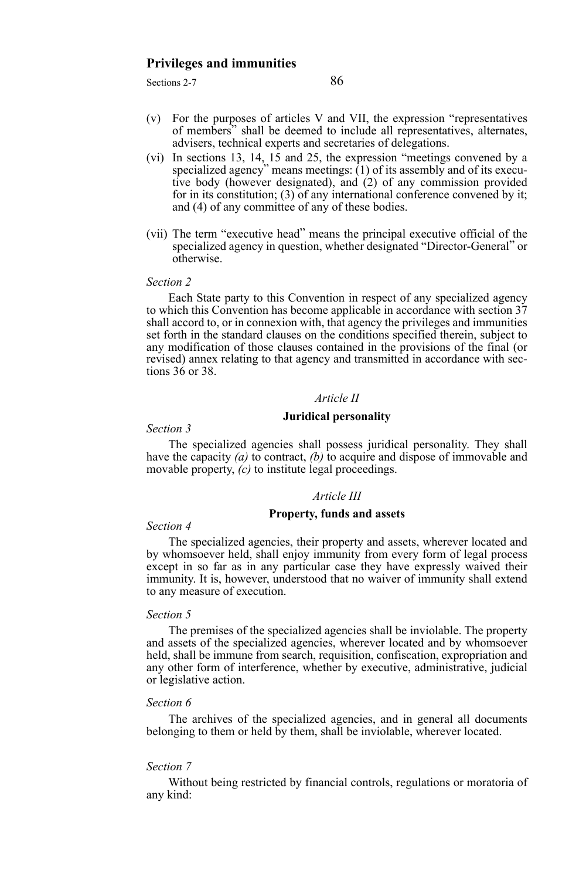(v) For the purposes of articles V and VII, the expression "representatives of members" shall be deemed to include all representatives, alternates, advisers, technical experts and secretaries of delegations.

(vi) In sections 13, 14, 15 and 25, the expression "meetings convened by a specialized agency" means meetings: (1) of its assembly and of its executive body (however designated), and (2) of any commission provided for in its constitution; (3) of any international conference convened by it; and (4) of any committee of any of these bodies.

(vii) The term "executive head" means the principal executive official of the specialized agency in question, whether designated "Director-General" or otherwise.

*Section 2*

Each State party to this Convention in respect of any specialized agency to which this Convention has become applicable in accordance with section 37 shall accord to, or in connexion with, that agency the privileges and immunities set forth in the standard clauses on the conditions specified therein, subject to any modification of those clauses contained in the provisions of the final (or revised) annex relating to that agency and transmitted in accordance with sections 36 or 38.

## *Article II*

## Juridical personality

*Section 3*

The specialized agencies shall possess juridical personality. They shall have the capacity *(a)* to contract, *(b)* to acquire and dispose of immovable and movable property, *(c)* to institute legal proceedings.

## *Article III*

## Property, funds and assets

*Section 4*

The specialized agencies, their property and assets, wherever located and by whomsoever held, shall enjoy immunity from every form of legal process except in so far as in any particular case they have expressly waived their immunity. It is, however, understood that no waiver of immunity shall extend to any measure of execution.

*Section 5*

The premises of the specialized agencies shall be inviolable. The property and assets of the specialized agencies, wherever located and by whomsoever held, shall be immune from search, requisition, confiscation, expropriation and any other form of interference, whether by executive, administrative, judicial or legislative action.

*Section 6*

The archives of the specialized agencies, and in general all documents belonging to them or held by them, shall be inviolable, wherever located.

*Section 7*

Without being restricted by financial controls, regulations or moratoria of any kind: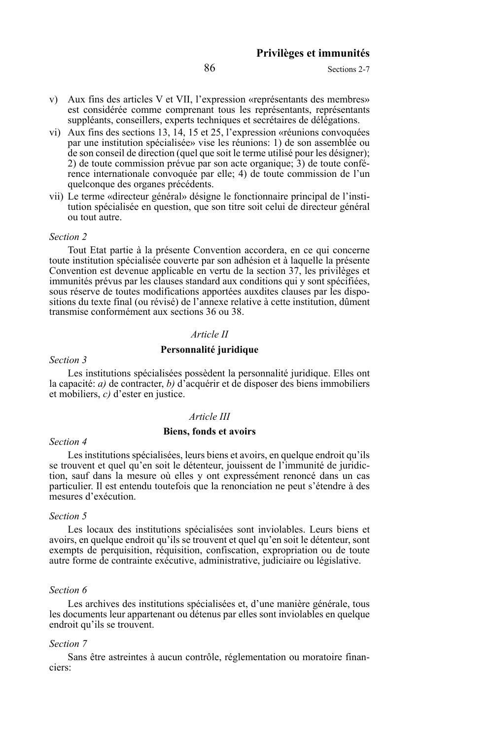v) Aux fins des articles V et VII, l'expression «représentants des membres» est considérée comme comprenant tous les représentants, représentants suppléants, conseillers, experts techniques et secrétaires de délégations.

vi) Aux fins des sections 13, 14, 15 et 25, l'expression «réunions convoquées par une institution spécialisée» vise les réunions: 1) de son assemblée ou de son conseil de direction (quel que soit le terme utilisé pour les désigner); 2) de toute commission prévue par son acte organique; 3) de toute conférence internationale convoquée par elle; 4) de toute commission de l'un quelconque des organes précédents.

vii) Le terme «directeur général» désigne le fonctionnaire principal de l'institution spécialisée en question, que son titre soit celui de directeur général ou tout autre.

*Section 2*

Tout Etat partie à la présente Convention accordera, en ce qui concerne toute institution spécialisée couverte par son adhésion et à laquelle la présente Convention est devenue applicable en vertu de la section 37, les privilèges et immunités prévus par les clauses standard aux conditions qui y sont spécifiées, sous réserve de toutes modifications apportées auxdites clauses par les dispositions du texte final (ou révisé) de l'annexe relative à cette institution, dûment transmise conformément aux sections 36 ou 38.

*Article II*

**Personnalité juridique**

*Section 3*

Les institutions spécialisées possèdent la personnalité juridique. Elles ont la capacité: *a)* de contracter, *b)* d'acquérir et de disposer des biens immobiliers et mobiliers, *c)* d'ester en justice.

*Article III*

**Biens, fonds et avoirs**

*Section 4*

Les institutions spécialisées, leurs biens et avoirs, en quelque endroit qu'ils se trouvent et quel qu'en soit le détenteur, jouissent de l'immunité de juridiction, sauf dans la mesure où elles y ont expressément renoncé dans un cas particulier. Il est entendu toutefois que la renonciation ne peut s'étendre à des mesures d'exécution.

*Section 5*

Les locaux des institutions spécialisées sont inviolables. Leurs biens et avoirs, en quelque endroit qu'ils se trouvent et quel qu'en soit le détenteur, sont exempts de perquisition, réquisition, confiscation, expropriation ou de toute autre forme de contrainte exécutive, administrative, judiciaire ou législative.

*Section 6*

Les archives des institutions spécialisées et, d'une manière générale, tous les documents leur appartenant ou détenus par elles sont inviolables en quelque endroit qu'ils se trouvent.

*Section 7*

Sans être astreintes à aucun contrôle, réglementation ou moratoire financiers: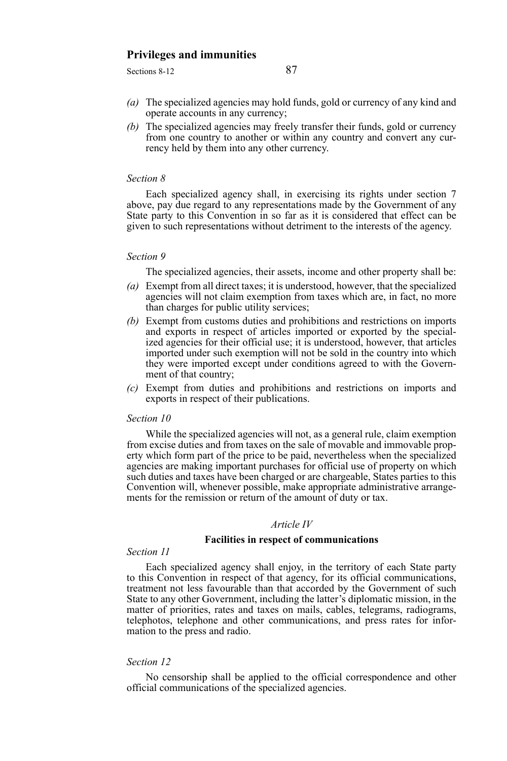*(a)* The specialized agencies may hold funds, gold or currency of any kind and operate accounts in any currency;

*(b)* The specialized agencies may freely transfer their funds, gold or currency from one country to another or within any country and convert any currency held by them into any other currency.

*Section 8*

Each specialized agency shall, in exercising its rights under section 7 above, pay due regard to any representations made by the Government of any State party to this Convention in so far as it is considered that effect can be given to such representations without detriment to the interests of the agency.

*Section 9*

The specialized agencies, their assets, income and other property shall be:

*(a)* Exempt from all direct taxes; it is understood, however, that the specialized agencies will not claim exemption from taxes which are, in fact, no more than charges for public utility services;

*(b)* Exempt from customs duties and prohibitions and restrictions on imports and exports in respect of articles imported or exported by the specialized agencies for their official use; it is understood, however, that articles imported under such exemption will not be sold in the country into which they were imported except under conditions agreed to with the Government of that country;

*(c)* Exempt from duties and prohibitions and restrictions on imports and exports in respect of their publications.

*Section 10*

While the specialized agencies will not, as a general rule, claim exemption from excise duties and from taxes on the sale of movable and immovable property which form part of the price to be paid, nevertheless when the specialized agencies are making important purchases for official use of property on which such duties and taxes have been charged or are chargeable, States parties to this Convention will, whenever possible, make appropriate administrative arrangements for the remission or return of the amount of duty or tax.

### *Article IV*

### Facilities in respect of communications

*Section 11*

Each specialized agency shall enjoy, in the territory of each State party to this Convention in respect of that agency, for its official communications, treatment not less favourable than that accorded by the Government of such State to any other Government, including the latter's diplomatic mission, in the matter of priorities, rates and taxes on mails, cables, telegrams, radiograms, telephotos, telephone and other communications, and press rates for information to the press and radio.

*Section 12*

No censorship shall be applied to the official correspondence and other official communications of the specialized agencies.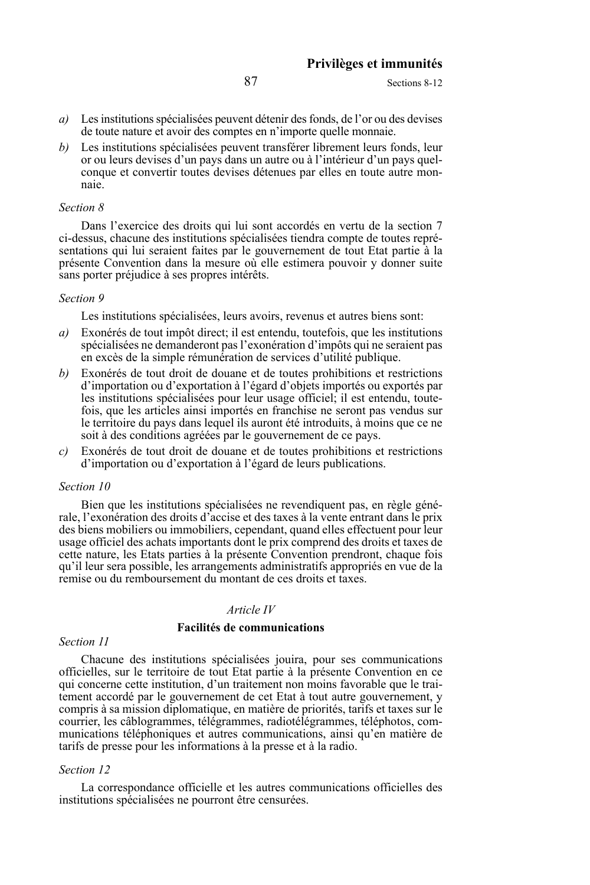*a)* Les institutions spécialisées peuvent détenir des fonds, de l'or ou des devises de toute nature et avoir des comptes en n'importe quelle monnaie.

*b)* Les institutions spécialisées peuvent transférer librement leurs fonds, leur or ou leurs devises d'un pays dans un autre ou à l'intérieur d'un pays quelconque et convertir toutes devises détenues par elles en toute autre monnaie.

*Section 8*

Dans l'exercice des droits qui lui sont accordés en vertu de la section 7 ci-dessus, chacune des institutions spécialisées tiendra compte de toutes représentations qui lui seraient faites par le gouvernement de tout Etat partie à la présente Convention dans la mesure où elle estimera pouvoir y donner suite sans porter préjudice à ses propres intérêts.

*Section 9*

Les institutions spécialisées, leurs avoirs, revenus et autres biens sont:

*a)* Exonérés de tout impôt direct; il est entendu, toutefois, que les institutions spécialisées ne demanderont pas l'exonération d'impôts qui ne seraient pas en excès de la simple rémunération de services d'utilité publique.

*b)* Exonérés de tout droit de douane et de toutes prohibitions et restrictions d'importation ou d'exportation à l'égard d'objets importés ou exportés par les institutions spécialisées pour leur usage officiel; il est entendu, toutefois, que les articles ainsi importés en franchise ne seront pas vendus sur le territoire du pays dans lequel ils auront été introduits, à moins que ce ne soit à des conditions agréées par le gouvernement de ce pays.

*c)* Exonérés de tout droit de douane et de toutes prohibitions et restrictions d'importation ou d'exportation à l'égard de leurs publications.

*Section 10*

Bien que les institutions spécialisées ne revendiquent pas, en règle générale, l'exonération des droits d'accise et des taxes à la vente entrant dans le prix des biens mobiliers ou immobiliers, cependant, quand elles effectuent pour leur usage officiel des achats importants dont le prix comprend des droits et taxes de cette nature, les Etats parties à la présente Convention prendront, chaque fois qu'il leur sera possible, les arrangements administratifs appropriés en vue de la remise ou du remboursement du montant de ces droits et taxes.

*Article IV*

**Facilités de communications**

*Section 11*

Chacune des institutions spécialisées jouira, pour ses communications officielles, sur le territoire de tout Etat partie à la présente Convention en ce qui concerne cette institution, d'un traitement non moins favorable que le traitement accordé par le gouvernement de cet Etat à tout autre gouvernement, y compris à sa mission diplomatique, en matière de priorités, tarifs et taxes sur le courrier, les câblogrammes, télégrammes, radiotélégrammes, téléphotos, communications téléphoniques et autres communications, ainsi qu'en matière de tarifs de presse pour les informations à la presse et à la radio.

*Section 12*

La correspondance officielle et les autres communications officielles des institutions spécialisées ne pourront être censurées.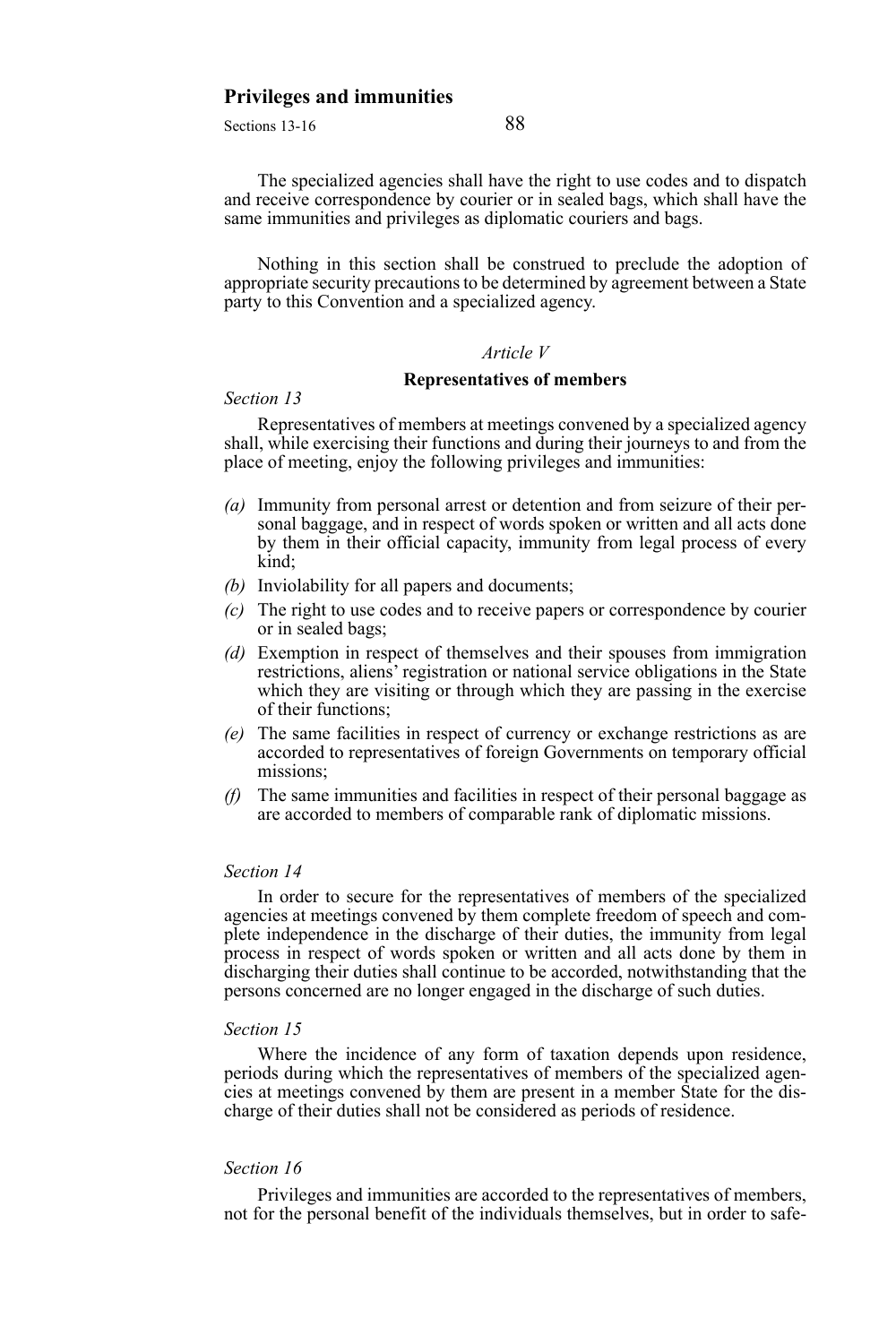The specialized agencies shall have the right to use codes and to dispatch and receive correspondence by courier or in sealed bags, which shall have the same immunities and privileges as diplomatic couriers and bags.

Nothing in this section shall be construed to preclude the adoption of appropriate security precautions to be determined by agreement between a State party to this Convention and a specialized agency.

### *Article V*

### Representatives of members

*Section 13*

Representatives of members at meetings convened by a specialized agency shall, while exercising their functions and during their journeys to and from the place of meeting, enjoy the following privileges and immunities:

*(a)* Immunity from personal arrest or detention and from seizure of their personal baggage, and in respect of words spoken or written and all acts done by them in their official capacity, immunity from legal process of every kind;

*(b)* Inviolability for all papers and documents;

*(c)* The right to use codes and to receive papers or correspondence by courier or in sealed bags;

*(d)* Exemption in respect of themselves and their spouses from immigration restrictions, aliens' registration or national service obligations in the State which they are visiting or through which they are passing in the exercise of their functions;

*(e)* The same facilities in respect of currency or exchange restrictions as are accorded to representatives of foreign Governments on temporary official missions;

*(f)* The same immunities and facilities in respect of their personal baggage as are accorded to members of comparable rank of diplomatic missions.

*Section 14*

In order to secure for the representatives of members of the specialized agencies at meetings convened by them complete freedom of speech and complete independence in the discharge of their duties, the immunity from legal process in respect of words spoken or written and all acts done by them in discharging their duties shall continue to be accorded, notwithstanding that the persons concerned are no longer engaged in the discharge of such duties.

*Section 15*

Where the incidence of any form of taxation depends upon residence, periods during which the representatives of members of the specialized agencies at meetings convened by them are present in a member State for the discharge of their duties shall not be considered as periods of residence.

*Section 16*

Privileges and immunities are accorded to the representatives of members, not for the personal benefit of the individuals themselves, but in order to safe-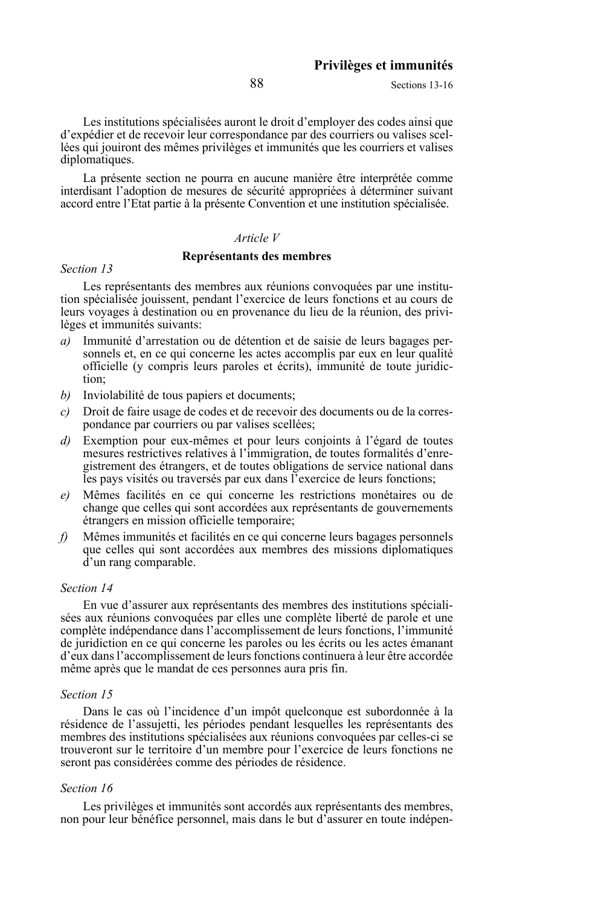Les institutions spécialisées auront le droit d'employer des codes ainsi que d'expédier et de recevoir leur correspondance par des courriers ou valises scellées qui jouiront des mêmes privilèges et immunités que les courriers et valises diplomatiques.

La présente section ne pourra en aucune manière être interprétée comme interdisant l'adoption de mesures de sécurité appropriées à déterminer suivant accord entre l'Etat partie à la présente Convention et une institution spécialisée.

*Article V*

## Représentants des membres

*Section 13*

Les représentants des membres aux réunions convoquées par une institution spécialisée jouissent, pendant l'exercice de leurs fonctions et au cours de leurs voyages à destination ou en provenance du lieu de la réunion, des privilèges et immunités suivants:

*a)* Immunité d'arrestation ou de détention et de saisie de leurs bagages personnels et, en ce qui concerne les actes accomplis par eux en leur qualité officielle (y compris leurs paroles et écrits), immunité de toute juridiction;

*b)* Inviolabilité de tous papiers et documents;

*c)* Droit de faire usage de codes et de recevoir des documents ou de la correspondance par courriers ou par valises scellées;

*d)* Exemption pour eux-mêmes et pour leurs conjoints à l'égard de toutes mesures restrictives relatives à l'immigration, de toutes formalités d'enregistrement des étrangers, et de toutes obligations de service national dans les pays visités ou traversés par eux dans l'exercice de leurs fonctions;

*e)* Mêmes facilités en ce qui concerne les restrictions monétaires ou de change que celles qui sont accordées aux représentants de gouvernements étrangers en mission officielle temporaire;

*f)* Mêmes immunités et facilités en ce qui concerne leurs bagages personnels que celles qui sont accordées aux membres des missions diplomatiques d'un rang comparable.

*Section 14*

En vue d'assurer aux représentants des membres des institutions spécialisées aux réunions convoquées par elles une complète liberté de parole et une complète indépendance dans l'accomplissement de leurs fonctions, l'immunité de juridiction en ce qui concerne les paroles ou les écrits ou les actes émanant d'eux dans l'accomplissement de leurs fonctions continuera à leur être accordée même après que le mandat de ces personnes aura pris fin.

*Section 15*

Dans le cas où l'incidence d'un impôt quelconque est subordonnée à la résidence de l'assujetti, les périodes pendant lesquelles les représentants des membres des institutions spécialisées aux réunions convoquées par celles-ci se trouveront sur le territoire d'un membre pour l'exercice de leurs fonctions ne seront pas considérées comme des périodes de résidence.

*Section 16*

Les privilèges et immunités sont accordés aux représentants des membres, non pour leur bénéfice personnel, mais dans le but d'assurer en toute indépen-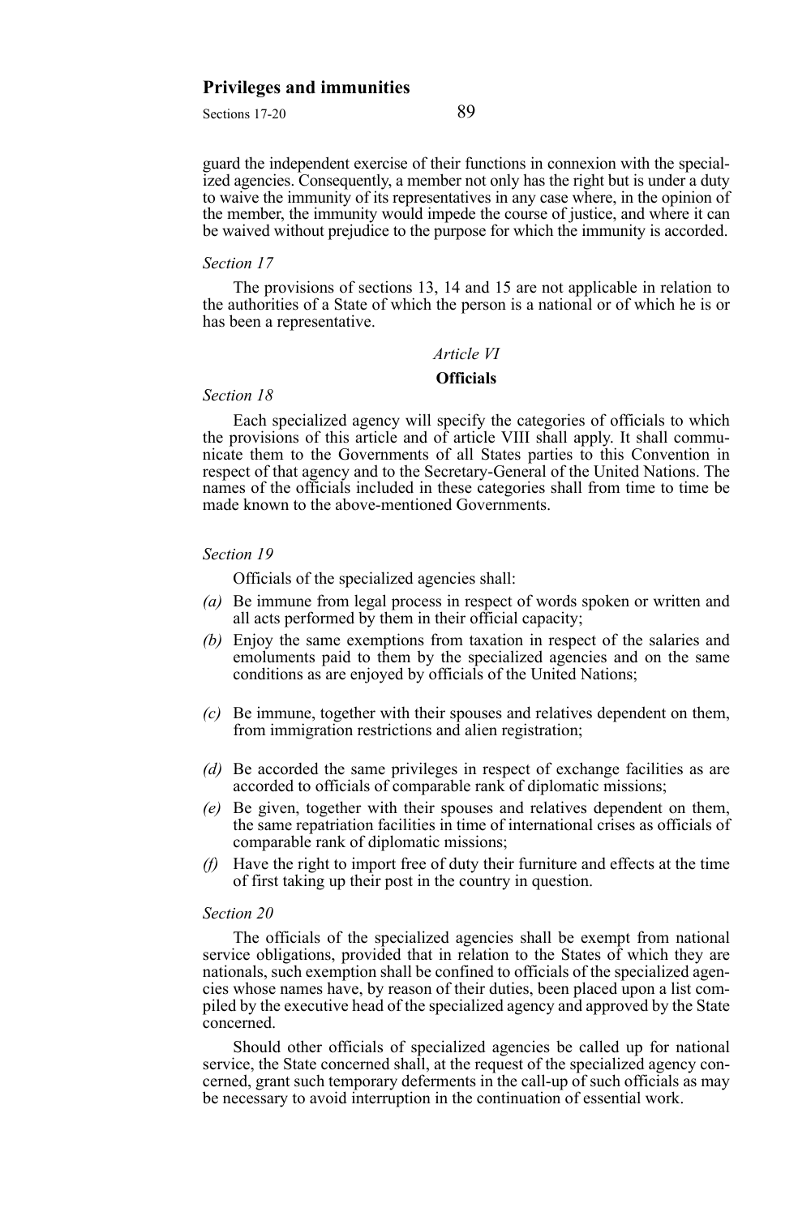guard the independent exercise of their functions in connexion with the specialized agencies. Consequently, a member not only has the right but is under a duty to waive the immunity of its representatives in any case where, in the opinion of the member, the immunity would impede the course of justice, and where it can be waived without prejudice to the purpose for which the immunity is accorded.

*Section 17*

The provisions of sections 13, 14 and 15 are not applicable in relation to the authorities of a State of which the person is a national or of which he is or has been a representative.

*Article VI*

**Officials**

*Section 18*

Each specialized agency will specify the categories of officials to which the provisions of this article and of article VIII shall apply. It shall communicate them to the Governments of all States parties to this Convention in respect of that agency and to the Secretary-General of the United Nations. The names of the officials included in these categories shall from time to time be made known to the above-mentioned Governments.

*Section 19*

Officials of the specialized agencies shall:

*(a)* Be immune from legal process in respect of words spoken or written and all acts performed by them in their official capacity;

*(b)* Enjoy the same exemptions from taxation in respect of the salaries and emoluments paid to them by the specialized agencies and on the same conditions as are enjoyed by officials of the United Nations;

*(c)* Be immune, together with their spouses and relatives dependent on them, from immigration restrictions and alien registration;

*(d)* Be accorded the same privileges in respect of exchange facilities as are accorded to officials of comparable rank of diplomatic missions;

*(e)* Be given, together with their spouses and relatives dependent on them, the same repatriation facilities in time of international crises as officials of comparable rank of diplomatic missions;

*(f)* Have the right to import free of duty their furniture and effects at the time of first taking up their post in the country in question.

*Section 20*

The officials of the specialized agencies shall be exempt from national service obligations, provided that in relation to the States of which they are nationals, such exemption shall be confined to officials of the specialized agencies whose names have, by reason of their duties, been placed upon a list compiled by the executive head of the specialized agency and approved by the State concerned.

Should other officials of specialized agencies be called up for national service, the State concerned shall, at the request of the specialized agency concerned, grant such temporary deferments in the call-up of such officials as may be necessary to avoid interruption in the continuation of essential work.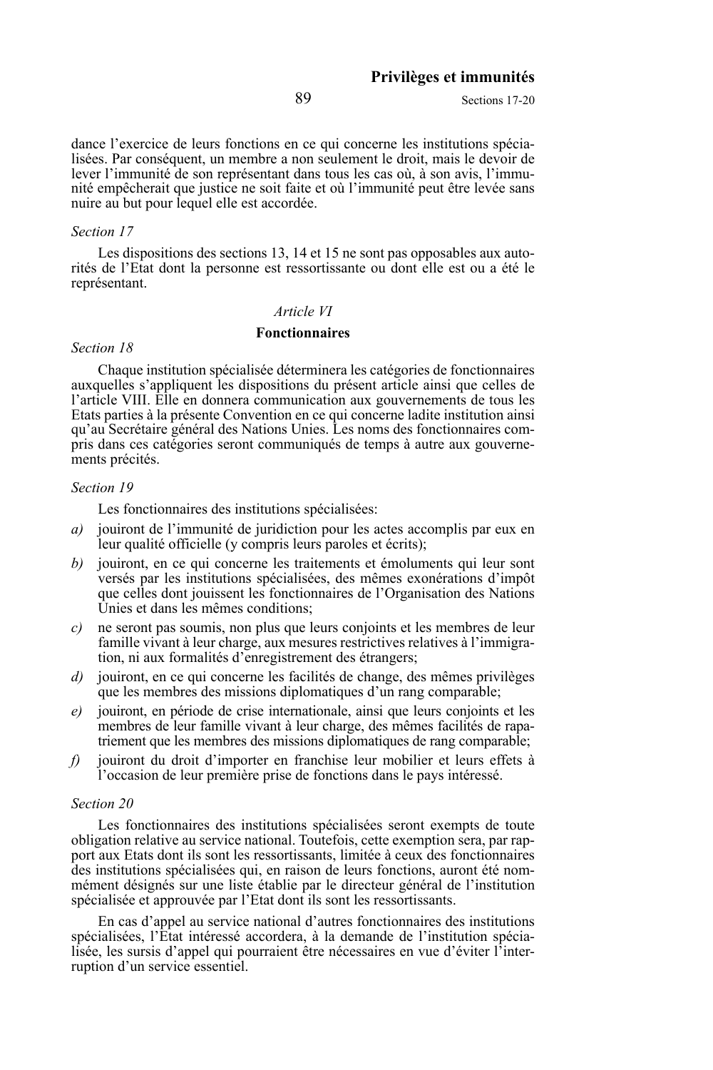dance l'exercice de leurs fonctions en ce qui concerne les institutions spécialisées. Par conséquent, un membre a non seulement le droit, mais le devoir de lever l'immunité de son représentant dans tous les cas où, à son avis, l'immunité empêcherait que justice ne soit faite et où l'immunité peut être levée sans nuire au but pour lequel elle est accordée.

*Section 17*

Les dispositions des sections 13, 14 et 15 ne sont pas opposables aux autorités de l'Etat dont la personne est ressortissante ou dont elle est ou a été le représentant.

*Article VI*

**Fonctionnaires**

*Section 18*

Chaque institution spécialisée déterminera les catégories de fonctionnaires auxquelles s'appliquent les dispositions du présent article ainsi que celles de l'article VIII. Elle en donnera communication aux gouvernements de tous les Etats parties à la présente Convention en ce qui concerne ladite institution ainsi qu'au Secrétaire général des Nations Unies. Les noms des fonctionnaires compris dans ces catégories seront communiqués de temps à autre aux gouvernements précités.

*Section 19*

Les fonctionnaires des institutions spécialisées:

*a)* jouiront de l'immunité de juridiction pour les actes accomplis par eux en leur qualité officielle (y compris leurs paroles et écrits);

*b)* jouiront, en ce qui concerne les traitements et émoluments qui leur sont versés par les institutions spécialisées, des mêmes exonérations d'impôt que celles dont jouissent les fonctionnaires de l'Organisation des Nations Unies et dans les mêmes conditions;

*c)* ne seront pas soumis, non plus que leurs conjoints et les membres de leur famille vivant à leur charge, aux mesures restrictives relatives à l'immigration, ni aux formalités d'enregistrement des étrangers;

*d)* jouiront, en ce qui concerne les facilités de change, des mêmes privilèges que les membres des missions diplomatiques d'un rang comparable;

*e)* jouiront, en période de crise internationale, ainsi que leurs conjoints et les membres de leur famille vivant à leur charge, des mêmes facilités de rapatriement que les membres des missions diplomatiques de rang comparable;

*f)* jouiront du droit d'importer en franchise leur mobilier et leurs effets à l'occasion de leur première prise de fonctions dans le pays intéressé.

*Section 20*

Les fonctionnaires des institutions spécialisées seront exempts de toute obligation relative au service national. Toutefois, cette exemption sera, par rapport aux Etats dont ils sont les ressortissants, limitée à ceux des fonctionnaires des institutions spécialisées qui, en raison de leurs fonctions, auront été nommément désignés sur une liste établie par le directeur général de l'institution spécialisée et approuvée par l'Etat dont ils sont les ressortissants.

En cas d'appel au service national d'autres fonctionnaires des institutions spécialisées, l'Etat intéressé accordera, à la demande de l'institution spécialisée, les sursis d'appel qui pourraient être nécessaires en vue d'éviter l'interruption d'un service essentiel.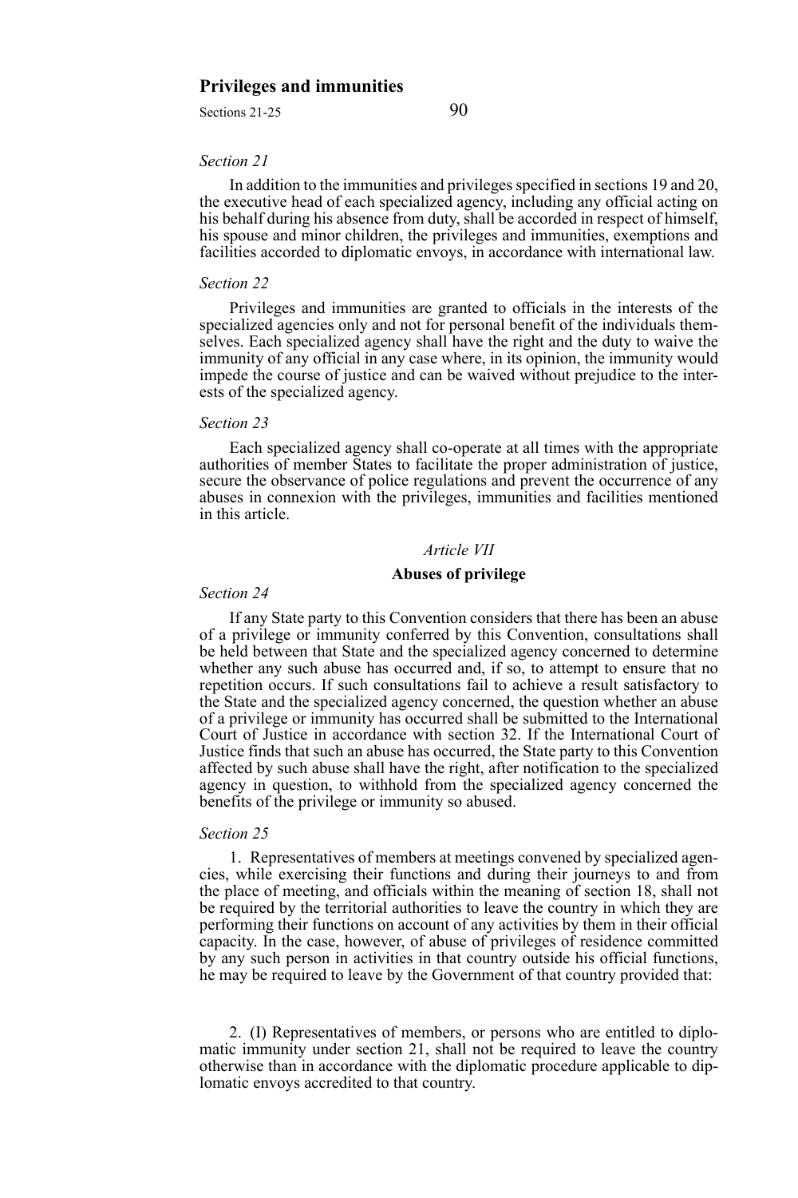*Section 21*

In addition to the immunities and privileges specified in sections 19 and 20, the executive head of each specialized agency, including any official acting on his behalf during his absence from duty, shall be accorded in respect of himself, his spouse and minor children, the privileges and immunities, exemptions and facilities accorded to diplomatic envoys, in accordance with international law.

*Section 22*

Privileges and immunities are granted to officials in the interests of the specialized agencies only and not for personal benefit of the individuals themselves. Each specialized agency shall have the right and the duty to waive the immunity of any official in any case where, in its opinion, the immunity would impede the course of justice and can be waived without prejudice to the interests of the specialized agency.

*Section 23*

Each specialized agency shall co-operate at all times with the appropriate authorities of member States to facilitate the proper administration of justice, secure the observance of police regulations and prevent the occurrence of any abuses in connexion with the privileges, immunities and facilities mentioned in this article.

*Article VII*

**Abuses of privilege**

*Section 24*

If any State party to this Convention considers that there has been an abuse of a privilege or immunity conferred by this Convention, consultations shall be held between that State and the specialized agency concerned to determine whether any such abuse has occurred and, if so, to attempt to ensure that no repetition occurs. If such consultations fail to achieve a result satisfactory to the State and the specialized agency concerned, the question whether an abuse of a privilege or immunity has occurred shall be submitted to the International Court of Justice in accordance with section 32. If the International Court of Justice finds that such an abuse has occurred, the State party to this Convention affected by such abuse shall have the right, after notification to the specialized agency in question, to withhold from the specialized agency concerned the benefits of the privilege or immunity so abused.

*Section 25*

1. Representatives of members at meetings convened by specialized agencies, while exercising their functions and during their journeys to and from the place of meeting, and officials within the meaning of section 18, shall not be required by the territorial authorities to leave the country in which they are performing their functions on account of any activities by them in their official capacity. In the case, however, of abuse of privileges of residence committed by any such person in activities in that country outside his official functions, he may be required to leave by the Government of that country provided that:

2. (I) Representatives of members, or persons who are entitled to diplomatic immunity under section 21, shall not be required to leave the country otherwise than in accordance with the diplomatic procedure applicable to diplomatic envoys accredited to that country.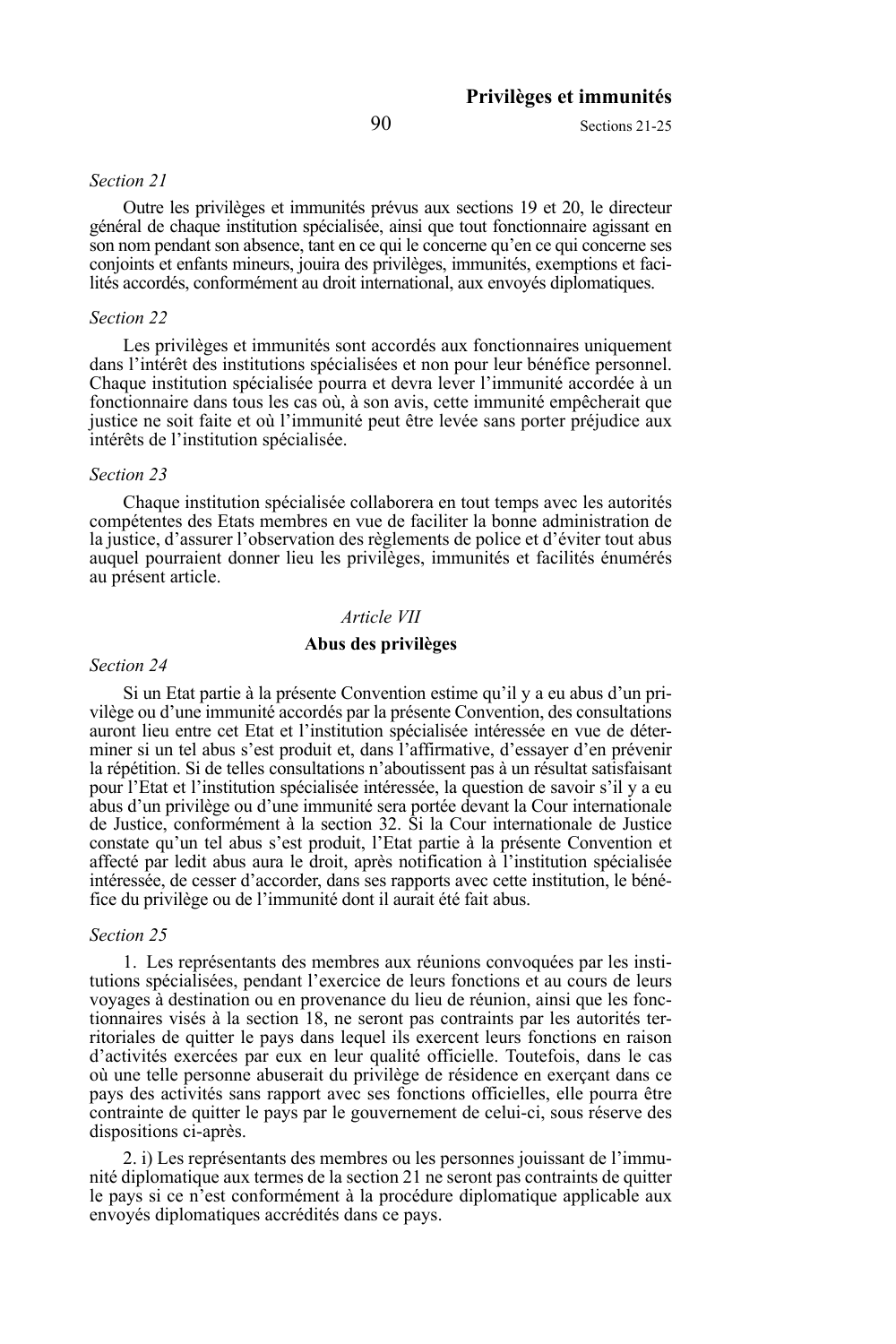*Section 21*

Outre les privilèges et immunités prévus aux sections 19 et 20, le directeur général de chaque institution spécialisée, ainsi que tout fonctionnaire agissant en son nom pendant son absence, tant en ce qui le concerne qu'en ce qui concerne ses conjoints et enfants mineurs, jouira des privilèges, immunités, exemptions et facilités accordés, conformément au droit international, aux envoyés diplomatiques.

*Section 22*

Les privilèges et immunités sont accordés aux fonctionnaires uniquement dans l'intérêt des institutions spécialisées et non pour leur bénéfice personnel. Chaque institution spécialisée pourra et devra lever l'immunité accordée à un fonctionnaire dans tous les cas où, à son avis, cette immunité empêcherait que justice ne soit faite et où l'immunité peut être levée sans porter préjudice aux intérêts de l'institution spécialisée.

*Section 23*

Chaque institution spécialisée collaborera en tout temps avec les autorités compétentes des Etats membres en vue de faciliter la bonne administration de la justice, d'assurer l'observation des règlements de police et d'éviter tout abus auquel pourraient donner lieu les privilèges, immunités et facilités énumérés au présent article.

## *Article VII*

## **Abus des privilèges**

*Section 24*

Si un Etat partie à la présente Convention estime qu'il y a eu abus d'un privilège ou d'une immunité accordés par la présente Convention, des consultations auront lieu entre cet Etat et l'institution spécialisée intéressée en vue de déterminer si un tel abus s'est produit et, dans l'affirmative, d'essayer d'en prévenir la répétition. Si de telles consultations n'aboutissent pas à un résultat satisfaisant pour l'Etat et l'institution spécialisée intéressée, la question de savoir s'il y a eu abus d'un privilège ou d'une immunité sera portée devant la Cour internationale de Justice, conformément à la section 32. Si la Cour internationale de Justice constate qu'un tel abus s'est produit, l'Etat partie à la présente Convention et affecté par ledit abus aura le droit, après notification à l'institution spécialisée intéressée, de cesser d'accorder, dans ses rapports avec cette institution, le bénéfice du privilège ou de l'immunité dont il aurait été fait abus.

*Section 25*

1. Les représentants des membres aux réunions convoquées par les institutions spécialisées, pendant l'exercice de leurs fonctions et au cours de leurs voyages à destination ou en provenance du lieu de réunion, ainsi que les fonctionnaires visés à la section 18, ne seront pas contraints par les autorités territoriales de quitter le pays dans lequel ils exercent leurs fonctions en raison d'activités exercées par eux en leur qualité officielle. Toutefois, dans le cas où une telle personne abuserait du privilège de résidence en exerçant dans ce pays des activités sans rapport avec ses fonctions officielles, elle pourra être contrainte de quitter le pays par le gouvernement de celui-ci, sous réserve des dispositions ci-après.

2. i) Les représentants des membres ou les personnes jouissant de l'immunité diplomatique aux termes de la section 21 ne seront pas contraints de quitter le pays si ce n'est conformément à la procédure diplomatique applicable aux envoyés diplomatiques accrédités dans ce pays.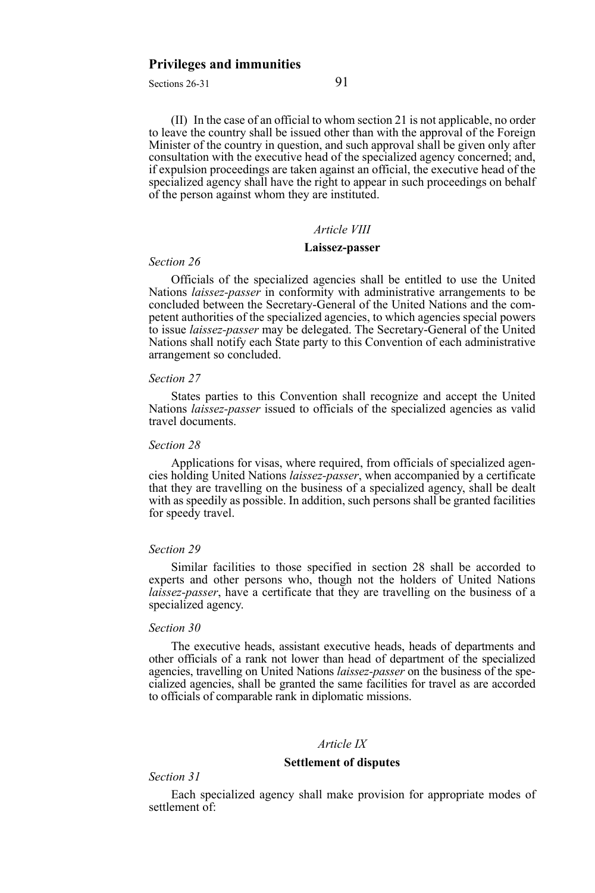(II) In the case of an official to whom section 21 is not applicable, no order to leave the country shall be issued other than with the approval of the Foreign Minister of the country in question, and such approval shall be given only after consultation with the executive head of the specialized agency concerned; and, if expulsion proceedings are taken against an official, the executive head of the specialized agency shall have the right to appear in such proceedings on behalf of the person against whom they are instituted.

## *Article VIII*

### Laissez-passer

*Section 26*

Officials of the specialized agencies shall be entitled to use the United Nations *laissez-passer* in conformity with administrative arrangements to be concluded between the Secretary-General of the United Nations and the competent authorities of the specialized agencies, to which agencies special powers to issue *laissez-passer* may be delegated. The Secretary-General of the United Nations shall notify each State party to this Convention of each administrative arrangement so concluded.

*Section 27*

States parties to this Convention shall recognize and accept the United Nations *laissez-passer* issued to officials of the specialized agencies as valid travel documents.

*Section 28*

Applications for visas, where required, from officials of specialized agencies holding United Nations *laissez-passer*, when accompanied by a certificate that they are travelling on the business of a specialized agency, shall be dealt with as speedily as possible. In addition, such persons shall be granted facilities for speedy travel.

*Section 29*

Similar facilities to those specified in section 28 shall be accorded to experts and other persons who, though not the holders of United Nations *laissez-passer*, have a certificate that they are travelling on the business of a specialized agency.

*Section 30*

The executive heads, assistant executive heads, heads of departments and other officials of a rank not lower than head of department of the specialized agencies, travelling on United Nations *laissez-passer* on the business of the specialized agencies, shall be granted the same facilities for travel as are accorded to officials of comparable rank in diplomatic missions.

## *Article IX*

### Settlement of disputes

*Section 31*

Each specialized agency shall make provision for appropriate modes of settlement of: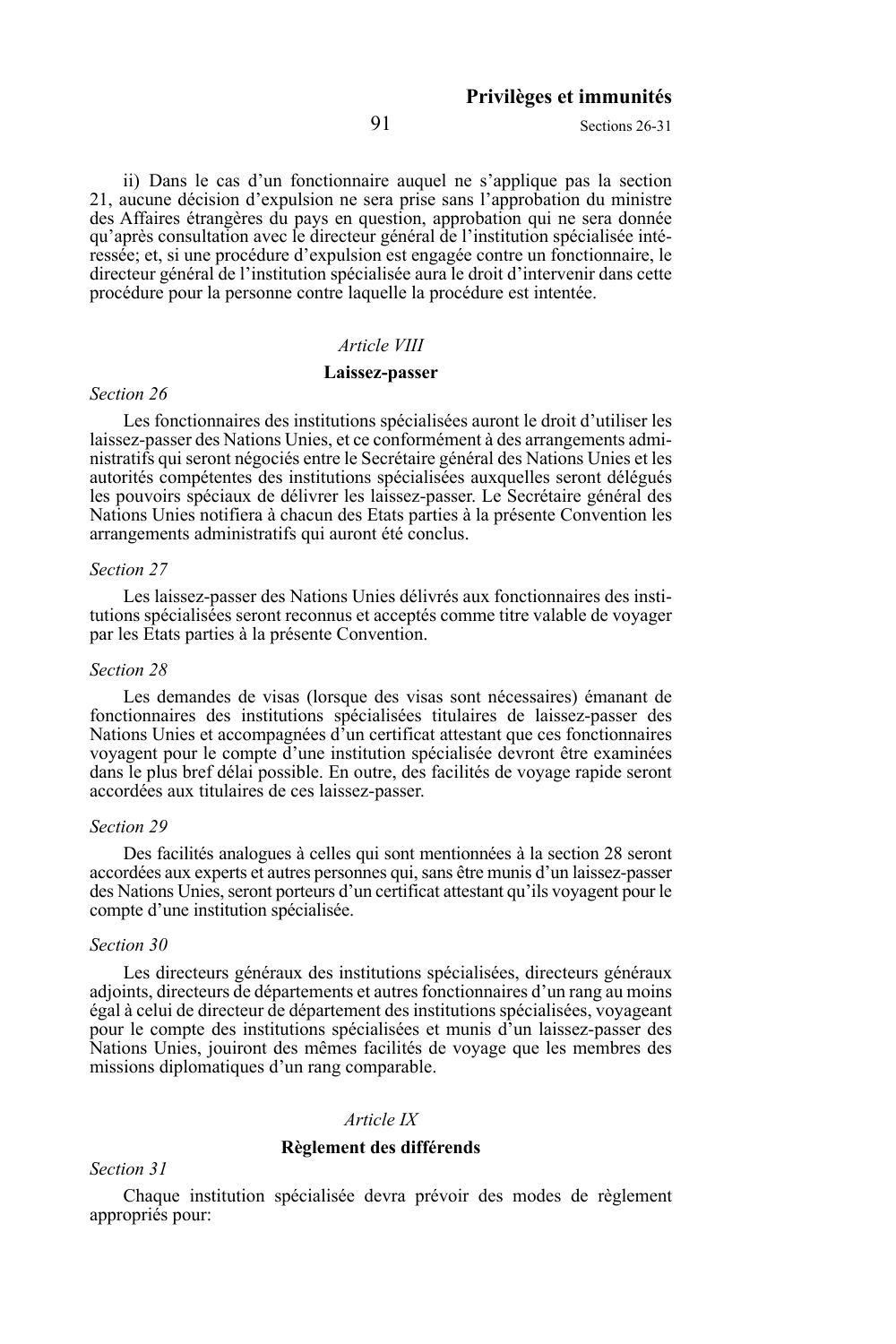ii) Dans le cas d'un fonctionnaire auquel ne s'applique pas la section 21, aucune décision d'expulsion ne sera prise sans l'approbation du ministre des Affaires étrangères du pays en question, approbation qui ne sera donnée qu'après consultation avec le directeur général de l'institution spécialisée intéressée; et, si une procédure d'expulsion est engagée contre un fonctionnaire, le directeur général de l'institution spécialisée aura le droit d'intervenir dans cette procédure pour la personne contre laquelle la procédure est intentée.

## *Article VIII*

## Laissez-passer

*Section 26*

Les fonctionnaires des institutions spécialisées auront le droit d'utiliser les laissez-passer des Nations Unies, et ce conformément à des arrangements administratifs qui seront négociés entre le Secrétaire général des Nations Unies et les autorités compétentes des institutions spécialisées auxquelles seront délégués les pouvoirs spéciaux de délivrer les laissez-passer. Le Secrétaire général des Nations Unies notifiera à chacun des Etats parties à la présente Convention les arrangements administratifs qui auront été conclus.

*Section 27*

Les laissez-passer des Nations Unies délivrés aux fonctionnaires des institutions spécialisées seront reconnus et acceptés comme titre valable de voyager par les Etats parties à la présente Convention.

*Section 28*

Les demandes de visas (lorsque des visas sont nécessaires) émanant de fonctionnaires des institutions spécialisées titulaires de laissez-passer des Nations Unies et accompagnées d'un certificat attestant que ces fonctionnaires voyagent pour le compte d'une institution spécialisée devront être examinées dans le plus bref délai possible. En outre, des facilités de voyage rapide seront accordées aux titulaires de ces laissez-passer.

*Section 29*

Des facilités analogues à celles qui sont mentionnées à la section 28 seront accordées aux experts et autres personnes qui, sans être munis d'un laissez-passer des Nations Unies, seront porteurs d'un certificat attestant qu'ils voyagent pour le compte d'une institution spécialisée.

*Section 30*

Les directeurs généraux des institutions spécialisées, directeurs généraux adjoints, directeurs de départements et autres fonctionnaires d'un rang au moins égal à celui de directeur de département des institutions spécialisées, voyageant pour le compte des institutions spécialisées et munis d'un laissez-passer des Nations Unies, jouiront des mêmes facilités de voyage que les membres des missions diplomatiques d'un rang comparable.

## *Article IX*

## Règlement des différends

*Section 31*

Chaque institution spécialisée devra prévoir des modes de règlement appropriés pour: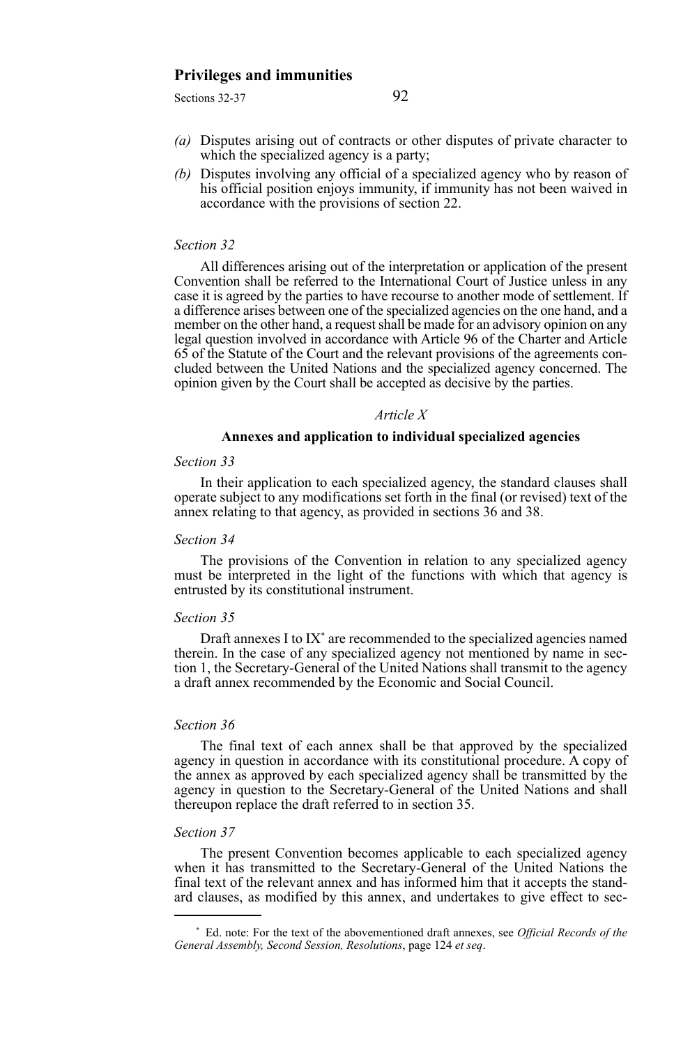*(a)* Disputes arising out of contracts or other disputes of private character to which the specialized agency is a party;

*(b)* Disputes involving any official of a specialized agency who by reason of his official position enjoys immunity, if immunity has not been waived in accordance with the provisions of section 22.

*Section 32*

All differences arising out of the interpretation or application of the present Convention shall be referred to the International Court of Justice unless in any case it is agreed by the parties to have recourse to another mode of settlement. If a difference arises between one of the specialized agencies on the one hand, and a member on the other hand, a request shall be made for an advisory opinion on any legal question involved in accordance with Article 96 of the Charter and Article 65 of the Statute of the Court and the relevant provisions of the agreements concluded between the United Nations and the specialized agency concerned. The opinion given by the Court shall be accepted as decisive by the parties.

*Article X*

**Annexes and application to individual specialized agencies**

*Section 33*

In their application to each specialized agency, the standard clauses shall operate subject to any modifications set forth in the final (or revised) text of the annex relating to that agency, as provided in sections 36 and 38.

*Section 34*

The provisions of the Convention in relation to any specialized agency must be interpreted in the light of the functions with which that agency is entrusted by its constitutional instrument.

*Section 35*

Draft annexes I to IX* are recommended to the specialized agencies named therein. In the case of any specialized agency not mentioned by name in section 1, the Secretary-General of the United Nations shall transmit to the agency a draft annex recommended by the Economic and Social Council.

*Section 36*

The final text of each annex shall be that approved by the specialized agency in question in accordance with its constitutional procedure. A copy of the annex as approved by each specialized agency shall be transmitted by the agency in question to the Secretary-General of the United Nations and shall thereupon replace the draft referred to in section 35.

*Section 37*

The present Convention becomes applicable to each specialized agency when it has transmitted to the Secretary-General of the United Nations the final text of the relevant annex and has informed him that it accepts the standard clauses, as modified by this annex, and undertakes to give effect to sec-

---

\* Ed. note: For the text of the abovementioned draft annexes, see *Official Records of the General Assembly, Second Session, Resolutions*, page 124 *et seq*.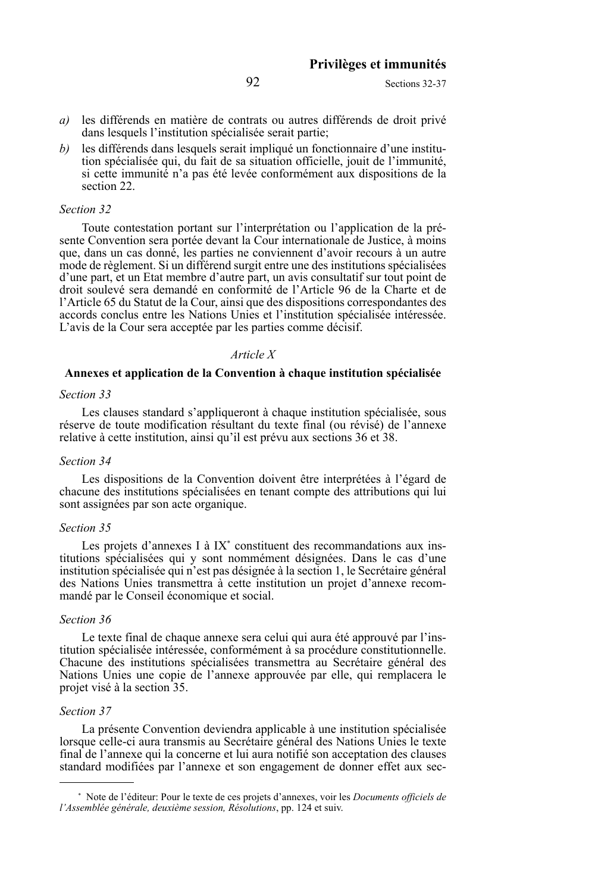*a)* les différends en matière de contrats ou autres différends de droit privé dans lesquels l'institution spécialisée serait partie;

*b)* les différends dans lesquels serait impliqué un fonctionnaire d'une institution spécialisée qui, du fait de sa situation officielle, jouit de l'immunité, si cette immunité n'a pas été levée conformément aux dispositions de la section 22.

*Section 32*

Toute contestation portant sur l'interprétation ou l'application de la présente Convention sera portée devant la Cour internationale de Justice, à moins que, dans un cas donné, les parties ne conviennent d'avoir recours à un autre mode de règlement. Si un différend surgit entre une des institutions spécialisées d'une part, et un Etat membre d'autre part, un avis consultatif sur tout point de droit soulevé sera demandé en conformité de l'Article 96 de la Charte et de l'Article 65 du Statut de la Cour, ainsi que des dispositions correspondantes des accords conclus entre les Nations Unies et l'institution spécialisée intéressée. L'avis de la Cour sera acceptée par les parties comme décisif.

*Article X*

**Annexes et application de la Convention à chaque institution spécialisée**

*Section 33*

Les clauses standard s'appliqueront à chaque institution spécialisée, sous réserve de toute modification résultant du texte final (ou révisé) de l'annexe relative à cette institution, ainsi qu'il est prévu aux sections 36 et 38.

*Section 34*

Les dispositions de la Convention doivent être interprétées à l'égard de chacune des institutions spécialisées en tenant compte des attributions qui lui sont assignées par son acte organique.

*Section 35*

Les projets d'annexes I à IX* constituent des recommandations aux institutions spécialisées qui y sont nommément désignées. Dans le cas d'une institution spécialisée qui n'est pas désignée à la section 1, le Secrétaire général des Nations Unies transmettra à cette institution un projet d'annexe recommandé par le Conseil économique et social.

*Section 36*

Le texte final de chaque annexe sera celui qui aura été approuvé par l'institution spécialisée intéressée, conformément à sa procédure constitutionnelle. Chacune des institutions spécialisées transmettra au Secrétaire général des Nations Unies une copie de l'annexe approuvée par elle, qui remplacera le projet visé à la section 35.

*Section 37*

La présente Convention deviendra applicable à une institution spécialisée lorsque celle-ci aura transmis au Secrétaire général des Nations Unies le texte final de l'annexe qui la concerne et lui aura notifié son acceptation des clauses standard modifiées par l'annexe et son engagement de donner effet aux sec-

---

* Note de l'éditeur: Pour le texte de ces projets d'annexes, voir les *Documents officiels de l'Assemblée générale, deuxième session, Résolutions*, pp. 124 et suiv.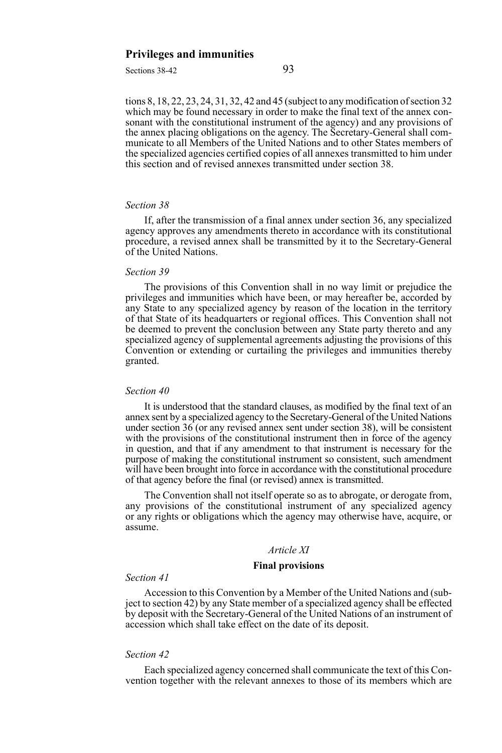tions 8, 18, 22, 23, 24, 31, 32, 42 and 45 (subject to any modification of section 32 which may be found necessary in order to make the final text of the annex consonant with the constitutional instrument of the agency) and any provisions of the annex placing obligations on the agency. The Secretary-General shall communicate to all Members of the United Nations and to other States members of the specialized agencies certified copies of all annexes transmitted to him under this section and of revised annexes transmitted under section 38.

*Section 38*

If, after the transmission of a final annex under section 36, any specialized agency approves any amendments thereto in accordance with its constitutional procedure, a revised annex shall be transmitted by it to the Secretary-General of the United Nations.

*Section 39*

The provisions of this Convention shall in no way limit or prejudice the privileges and immunities which have been, or may hereafter be, accorded by any State to any specialized agency by reason of the location in the territory of that State of its headquarters or regional offices. This Convention shall not be deemed to prevent the conclusion between any State party thereto and any specialized agency of supplemental agreements adjusting the provisions of this Convention or extending or curtailing the privileges and immunities thereby granted.

*Section 40*

It is understood that the standard clauses, as modified by the final text of an annex sent by a specialized agency to the Secretary-General of the United Nations under section 36 (or any revised annex sent under section 38), will be consistent with the provisions of the constitutional instrument then in force of the agency in question, and that if any amendment to that instrument is necessary for the purpose of making the constitutional instrument so consistent, such amendment will have been brought into force in accordance with the constitutional procedure of that agency before the final (or revised) annex is transmitted.

The Convention shall not itself operate so as to abrogate, or derogate from, any provisions of the constitutional instrument of any specialized agency or any rights or obligations which the agency may otherwise have, acquire, or assume.

*Article XI*

**Final provisions**

*Section 41*

Accession to this Convention by a Member of the United Nations and (subject to section 42) by any State member of a specialized agency shall be effected by deposit with the Secretary-General of the United Nations of an instrument of accession which shall take effect on the date of its deposit.

*Section 42*

Each specialized agency concerned shall communicate the text of this Convention together with the relevant annexes to those of its members which are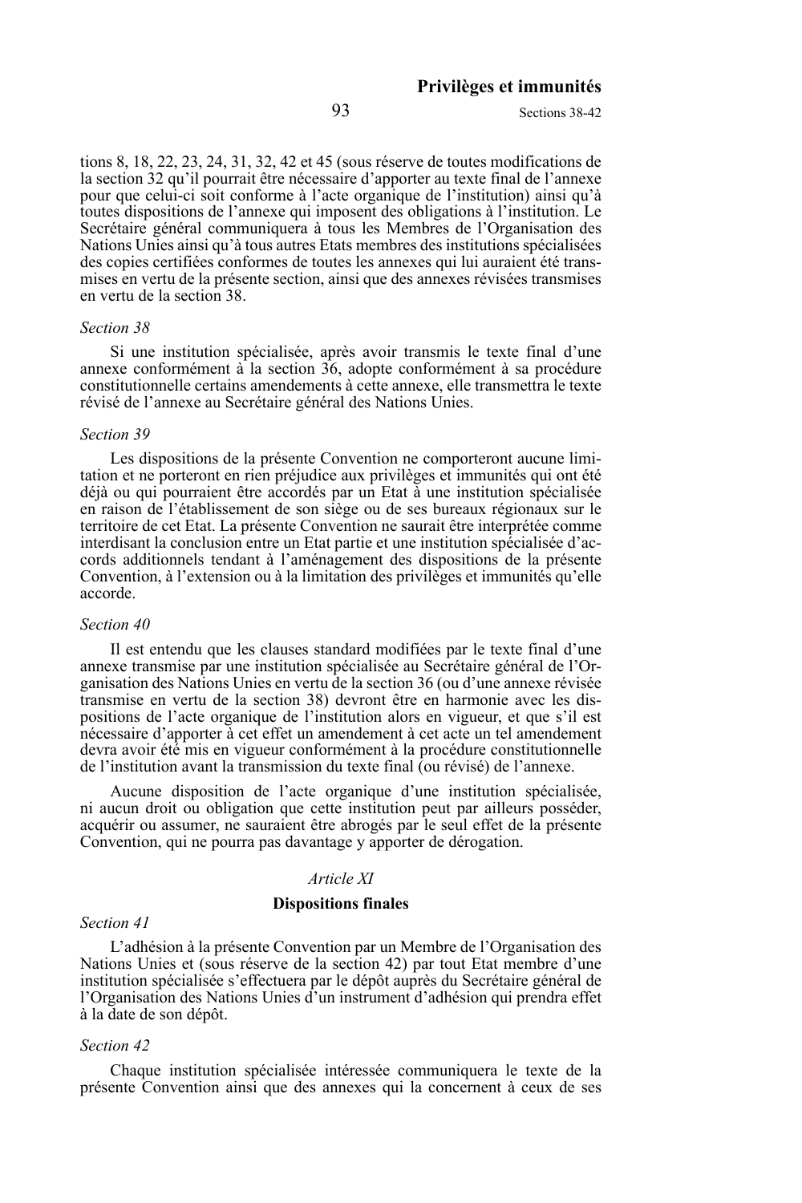tions 8, 18, 22, 23, 24, 31, 32, 42 et 45 (sous réserve de toutes modifications de la section 32 qu'il pourrait être nécessaire d'apporter au texte final de l'annexe pour que celui-ci soit conforme à l'acte organique de l'institution) ainsi qu'à toutes dispositions de l'annexe qui imposent des obligations à l'institution. Le Secrétaire général communiquera à tous les Membres de l'Organisation des Nations Unies ainsi qu'à tous autres Etats membres des institutions spécialisées des copies certifiées conformes de toutes les annexes qui lui auraient été transmises en vertu de la présente section, ainsi que des annexes révisées transmises en vertu de la section 38.

*Section 38*

Si une institution spécialisée, après avoir transmis le texte final d'une annexe conformément à la section 36, adopte conformément à sa procédure constitutionnelle certains amendements à cette annexe, elle transmettra le texte révisé de l'annexe au Secrétaire général des Nations Unies.

*Section 39*

Les dispositions de la présente Convention ne comporteront aucune limitation et ne porteront en rien préjudice aux privilèges et immunités qui ont été déjà ou qui pourraient être accordés par un Etat à une institution spécialisée en raison de l'établissement de son siège ou de ses bureaux régionaux sur le territoire de cet Etat. La présente Convention ne saurait être interprétée comme interdisant la conclusion entre un Etat partie et une institution spécialisée d'accords additionnels tendant à l'aménagement des dispositions de la présente Convention, à l'extension ou à la limitation des privilèges et immunités qu'elle accorde.

*Section 40*

Il est entendu que les clauses standard modifiées par le texte final d'une annexe transmise par une institution spécialisée au Secrétaire général de l'Organisation des Nations Unies en vertu de la section 36 (ou d'une annexe révisée transmise en vertu de la section 38) devront être en harmonie avec les dispositions de l'acte organique de l'institution alors en vigueur, et que s'il est nécessaire d'apporter à cet effet un amendement à cet acte un tel amendement devra avoir été mis en vigueur conformément à la procédure constitutionnelle de l'institution avant la transmission du texte final (ou révisé) de l'annexe.

Aucune disposition de l'acte organique d'une institution spécialisée, ni aucun droit ou obligation que cette institution peut par ailleurs posséder, acquérir ou assumer, ne sauraient être abrogés par le seul effet de la présente Convention, qui ne pourra pas davantage y apporter de dérogation.

## *Article XI*

## **Dispositions finales**

*Section 41*

L'adhésion à la présente Convention par un Membre de l'Organisation des Nations Unies et (sous réserve de la section 42) par tout Etat membre d'une institution spécialisée s'effectuera par le dépôt auprès du Secrétaire général de l'Organisation des Nations Unies d'un instrument d'adhésion qui prendra effet à la date de son dépôt.

*Section 42*

Chaque institution spécialisée intéressée communiquera le texte de la présente Convention ainsi que des annexes qui la concernent à ceux de ses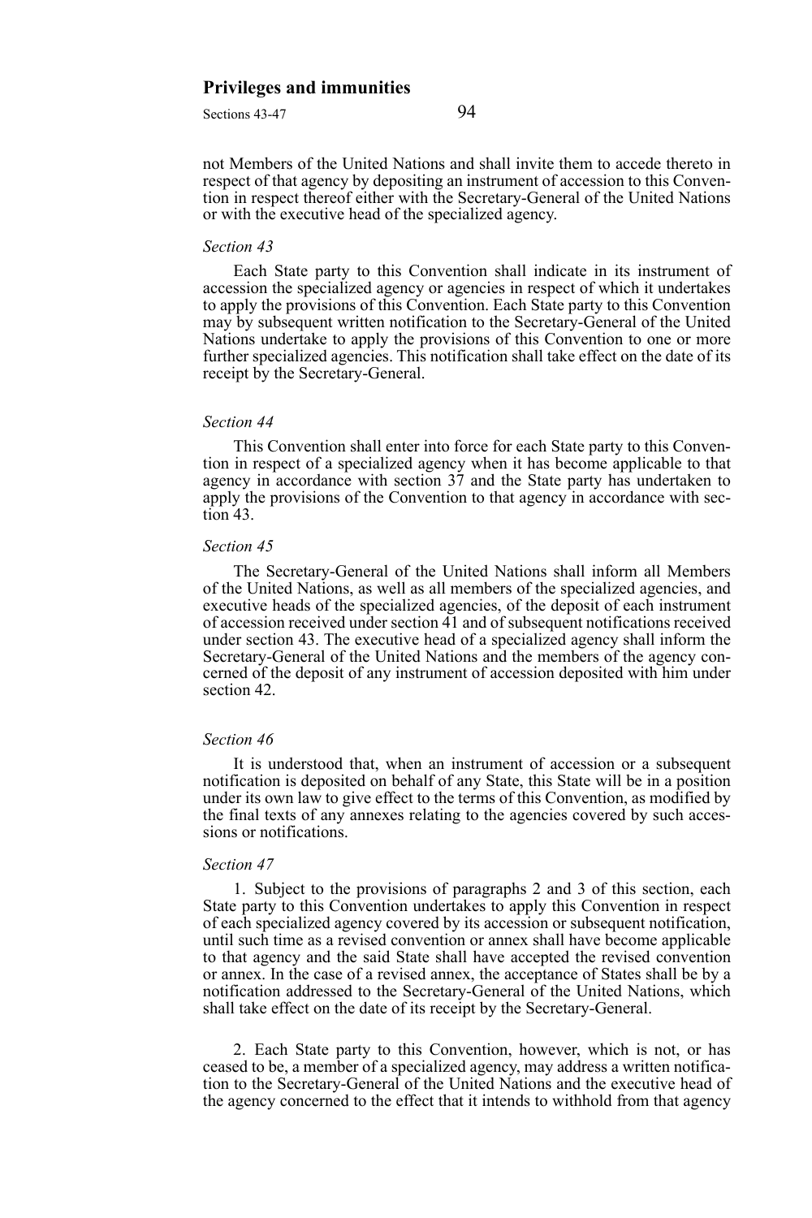not Members of the United Nations and shall invite them to accede thereto in respect of that agency by depositing an instrument of accession to this Convention in respect thereof either with the Secretary-General of the United Nations or with the executive head of the specialized agency.

*Section 43*

Each State party to this Convention shall indicate in its instrument of accession the specialized agency or agencies in respect of which it undertakes to apply the provisions of this Convention. Each State party to this Convention may by subsequent written notification to the Secretary-General of the United Nations undertake to apply the provisions of this Convention to one or more further specialized agencies. This notification shall take effect on the date of its receipt by the Secretary-General.

*Section 44*

This Convention shall enter into force for each State party to this Convention in respect of a specialized agency when it has become applicable to that agency in accordance with section 37 and the State party has undertaken to apply the provisions of the Convention to that agency in accordance with section 43.

*Section 45*

The Secretary-General of the United Nations shall inform all Members of the United Nations, as well as all members of the specialized agencies, and executive heads of the specialized agencies, of the deposit of each instrument of accession received under section 41 and of subsequent notifications received under section 43. The executive head of a specialized agency shall inform the Secretary-General of the United Nations and the members of the agency concerned of the deposit of any instrument of accession deposited with him under section 42.

*Section 46*

It is understood that, when an instrument of accession or a subsequent notification is deposited on behalf of any State, this State will be in a position under its own law to give effect to the terms of this Convention, as modified by the final texts of any annexes relating to the agencies covered by such accessions or notifications.

*Section 47*

1. Subject to the provisions of paragraphs 2 and 3 of this section, each State party to this Convention undertakes to apply this Convention in respect of each specialized agency covered by its accession or subsequent notification, until such time as a revised convention or annex shall have become applicable to that agency and the said State shall have accepted the revised convention or annex. In the case of a revised annex, the acceptance of States shall be by a notification addressed to the Secretary-General of the United Nations, which shall take effect on the date of its receipt by the Secretary-General.

2. Each State party to this Convention, however, which is not, or has ceased to be, a member of a specialized agency, may address a written notification to the Secretary-General of the United Nations and the executive head of the agency concerned to the effect that it intends to withhold from that agency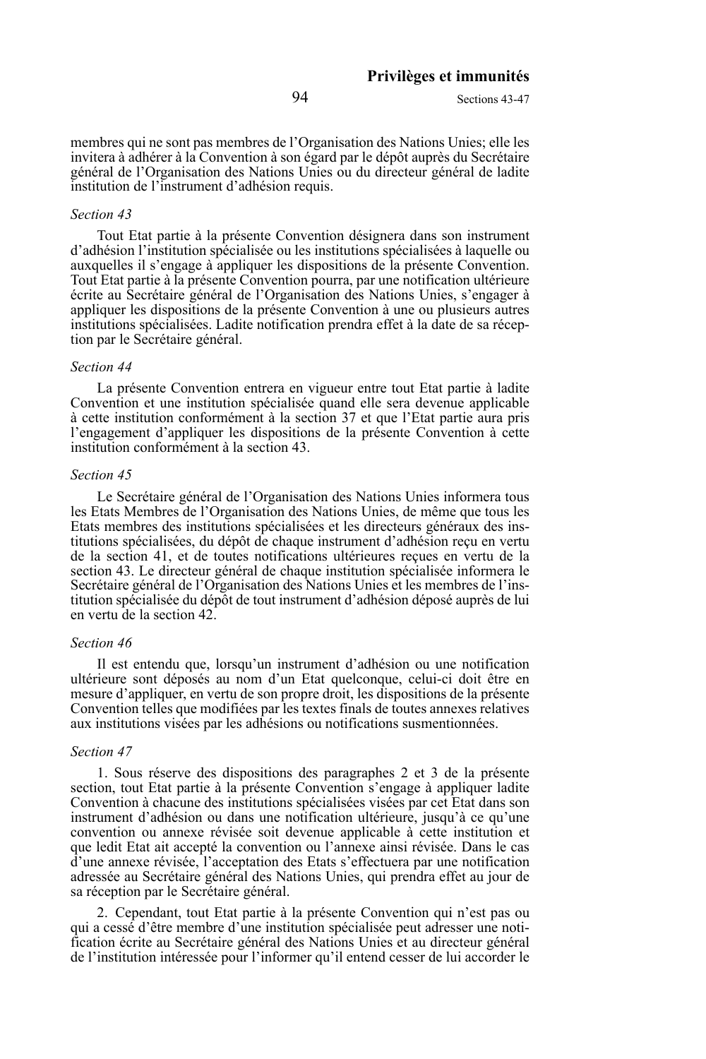membres qui ne sont pas membres de l'Organisation des Nations Unies; elle les invitera à adhérer à la Convention à son égard par le dépôt auprès du Secrétaire général de l'Organisation des Nations Unies ou du directeur général de ladite institution de l'instrument d'adhésion requis.

*Section 43*

Tout Etat partie à la présente Convention désignera dans son instrument d'adhésion l'institution spécialisée ou les institutions spécialisées à laquelle ou auxquelles il s'engage à appliquer les dispositions de la présente Convention. Tout Etat partie à la présente Convention pourra, par une notification ultérieure écrite au Secrétaire général de l'Organisation des Nations Unies, s'engager à appliquer les dispositions de la présente Convention à une ou plusieurs autres institutions spécialisées. Ladite notification prendra effet à la date de sa réception par le Secrétaire général.

*Section 44*

La présente Convention entrera en vigueur entre tout Etat partie à ladite Convention et une institution spécialisée quand elle sera devenue applicable à cette institution conformément à la section 37 et que l'Etat partie aura pris l'engagement d'appliquer les dispositions de la présente Convention à cette institution conformément à la section 43.

*Section 45*

Le Secrétaire général de l'Organisation des Nations Unies informera tous les Etats Membres de l'Organisation des Nations Unies, de même que tous les Etats membres des institutions spécialisées et les directeurs généraux des institutions spécialisées, du dépôt de chaque instrument d'adhésion reçu en vertu de la section 41, et de toutes notifications ultérieures reçues en vertu de la section 43. Le directeur général de chaque institution spécialisée informera le Secrétaire général de l'Organisation des Nations Unies et les membres de l'institution spécialisée du dépôt de tout instrument d'adhésion déposé auprès de lui en vertu de la section 42.

*Section 46*

Il est entendu que, lorsqu'un instrument d'adhésion ou une notification ultérieure sont déposés au nom d'un Etat quelconque, celui-ci doit être en mesure d'appliquer, en vertu de son propre droit, les dispositions de la présente Convention telles que modifiées par les textes finals de toutes annexes relatives aux institutions visées par les adhésions ou notifications susmentionnées.

*Section 47*

1. Sous réserve des dispositions des paragraphes 2 et 3 de la présente section, tout Etat partie à la présente Convention s'engage à appliquer ladite Convention à chacune des institutions spécialisées visées par cet Etat dans son instrument d'adhésion ou dans une notification ultérieure, jusqu'à ce qu'une convention ou annexe révisée soit devenue applicable à cette institution et que ledit Etat ait accepté la convention ou l'annexe ainsi révisée. Dans le cas d'une annexe révisée, l'acceptation des Etats s'effectuera par une notification adressée au Secrétaire général des Nations Unies, qui prendra effet au jour de sa réception par le Secrétaire général.

2. Cependant, tout Etat partie à la présente Convention qui n'est pas ou qui a cessé d'être membre d'une institution spécialisée peut adresser une notification écrite au Secrétaire général des Nations Unies et au directeur général de l'institution intéressée pour l'informer qu'il entend cesser de lui accorder le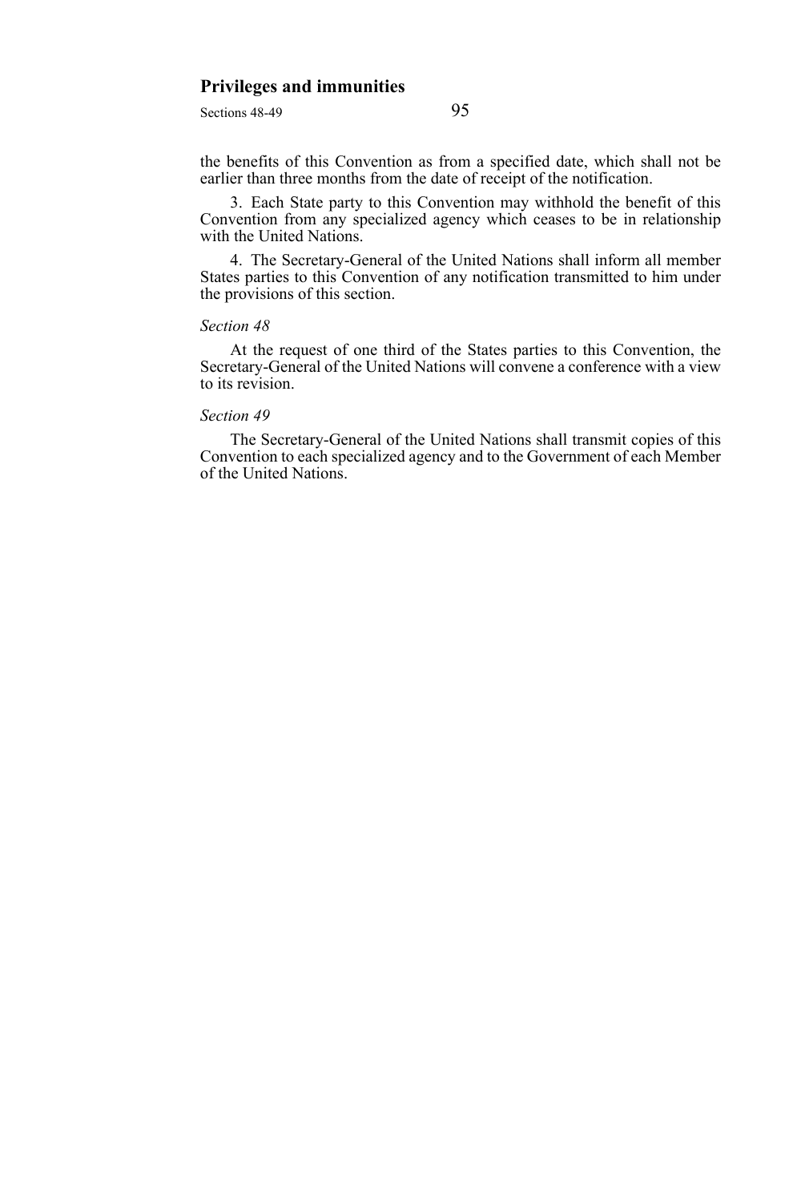the benefits of this Convention as from a specified date, which shall not be earlier than three months from the date of receipt of the notification.

3. Each State party to this Convention may withhold the benefit of this Convention from any specialized agency which ceases to be in relationship with the United Nations.

4. The Secretary-General of the United Nations shall inform all member States parties to this Convention of any notification transmitted to him under the provisions of this section.

*Section 48*

At the request of one third of the States parties to this Convention, the Secretary-General of the United Nations will convene a conference with a view to its revision.

*Section 49*

The Secretary-General of the United Nations shall transmit copies of this Convention to each specialized agency and to the Government of each Member of the United Nations.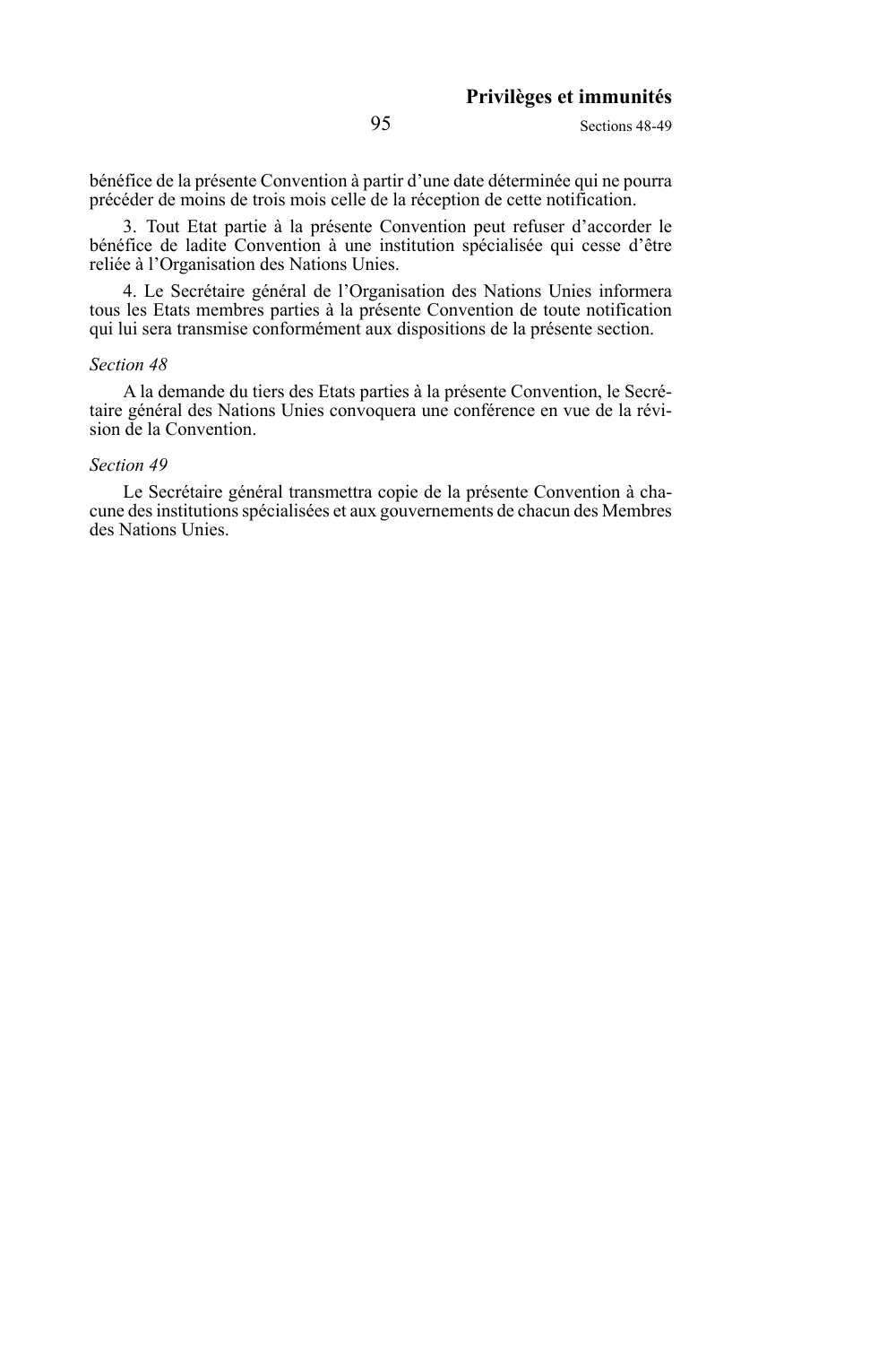bénéfice de la présente Convention à partir d'une date déterminée qui ne pourra précéder de moins de trois mois celle de la réception de cette notification.

3. Tout Etat partie à la présente Convention peut refuser d'accorder le bénéfice de ladite Convention à une institution spécialisée qui cesse d'être reliée à l'Organisation des Nations Unies.

4. Le Secrétaire général de l'Organisation des Nations Unies informera tous les Etats membres parties à la présente Convention de toute notification qui lui sera transmise conformément aux dispositions de la présente section.

*Section 48*

A la demande du tiers des Etats parties à la présente Convention, le Secrétaire général des Nations Unies convoquera une conférence en vue de la révision de la Convention.

*Section 49*

Le Secrétaire général transmettra copie de la présente Convention à chacune des institutions spécialisées et aux gouvernements de chacun des Membres des Nations Unies.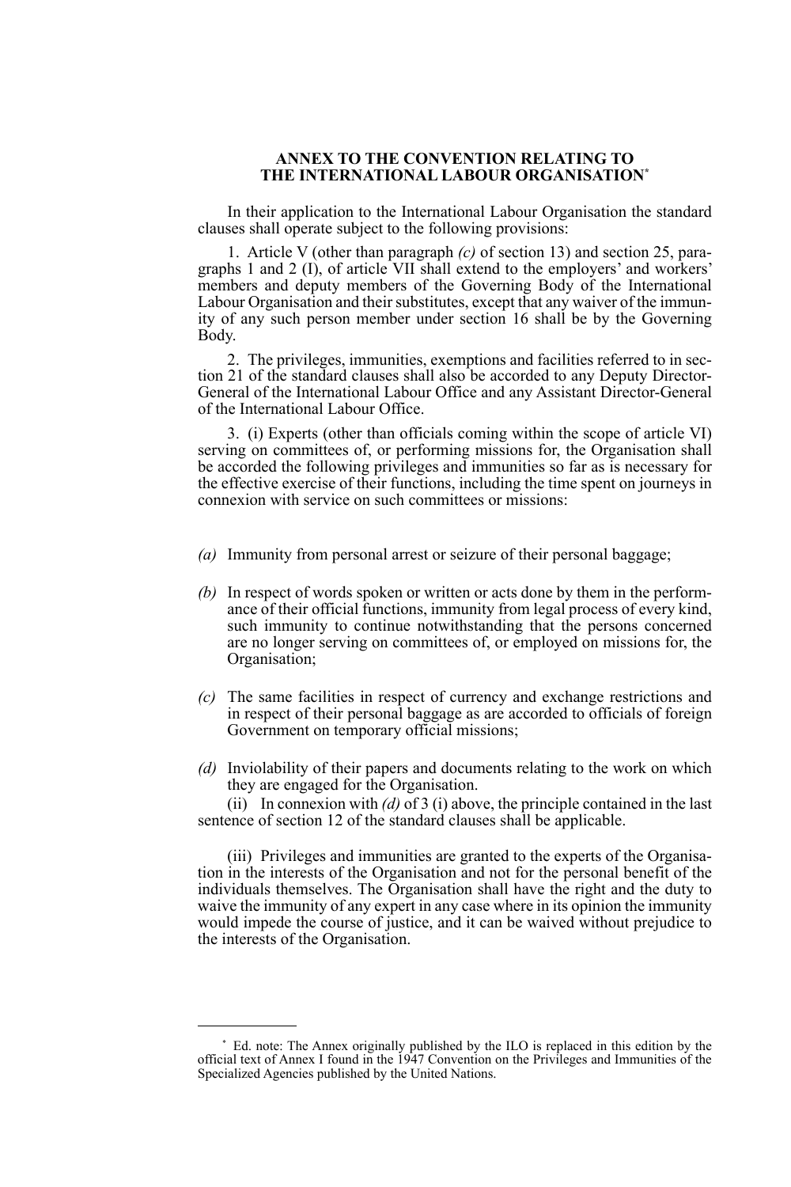## ANNEX TO THE CONVENTION RELATING TO THE INTERNATIONAL LABOUR ORGANISATION*

In their application to the International Labour Organisation the standard clauses shall operate subject to the following provisions:

1. Article V (other than paragraph *(c)* of section 13) and section 25, paragraphs 1 and 2 (I), of article VII shall extend to the employers' and workers' members and deputy members of the Governing Body of the International Labour Organisation and their substitutes, except that any waiver of the immunity of any such person member under section 16 shall be by the Governing Body.

2. The privileges, immunities, exemptions and facilities referred to in section 21 of the standard clauses shall also be accorded to any Deputy Director-General of the International Labour Office and any Assistant Director-General of the International Labour Office.

3. (i) Experts (other than officials coming within the scope of article VI) serving on committees of, or performing missions for, the Organisation shall be accorded the following privileges and immunities so far as is necessary for the effective exercise of their functions, including the time spent on journeys in connexion with service on such committees or missions:

*(a)* Immunity from personal arrest or seizure of their personal baggage;

*(b)* In respect of words spoken or written or acts done by them in the performance of their official functions, immunity from legal process of every kind, such immunity to continue notwithstanding that the persons concerned are no longer serving on committees of, or employed on missions for, the Organisation;

*(c)* The same facilities in respect of currency and exchange restrictions and in respect of their personal baggage as are accorded to officials of foreign Government on temporary official missions;

*(d)* Inviolability of their papers and documents relating to the work on which they are engaged for the Organisation.

(ii) In connexion with *(d)* of 3 (i) above, the principle contained in the last sentence of section 12 of the standard clauses shall be applicable.

(iii) Privileges and immunities are granted to the experts of the Organisation in the interests of the Organisation and not for the personal benefit of the individuals themselves. The Organisation shall have the right and the duty to waive the immunity of any expert in any case where in its opinion the immunity would impede the course of justice, and it can be waived without prejudice to the interests of the Organisation.

---

* Ed. note: The Annex originally published by the ILO is replaced in this edition by the official text of Annex I found in the 1947 Convention on the Privileges and Immunities of the Specialized Agencies published by the United Nations.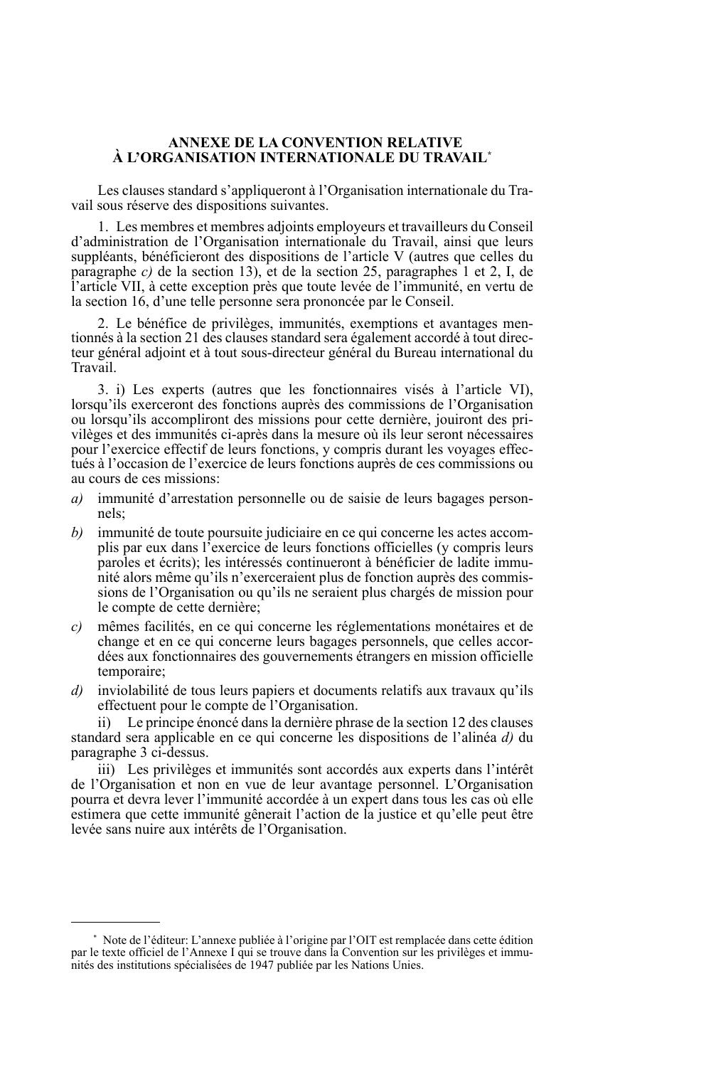## ANNEXE DE LA CONVENTION RELATIVE À L'ORGANISATION INTERNATIONALE DU TRAVAIL*

Les clauses standard s'appliqueront à l'Organisation internationale du Travail sous réserve des dispositions suivantes.

1. Les membres et membres adjoints employeurs et travailleurs du Conseil d'administration de l'Organisation internationale du Travail, ainsi que leurs suppléants, bénéficieront des dispositions de l'article V (autres que celles du paragraphe *c)* de la section 13), et de la section 25, paragraphes 1 et 2, I, de l'article VII, à cette exception près que toute levée de l'immunité, en vertu de la section 16, d'une telle personne sera prononcée par le Conseil.

2. Le bénéfice de privilèges, immunités, exemptions et avantages mentionnés à la section 21 des clauses standard sera également accordé à tout directeur général adjoint et à tout sous-directeur général du Bureau international du Travail.

3. i) Les experts (autres que les fonctionnaires visés à l'article VI), lorsqu'ils exerceront des fonctions auprès des commissions de l'Organisation ou lorsqu'ils accompliront des missions pour cette dernière, jouiront des privilèges et des immunités ci-après dans la mesure où ils leur seront nécessaires pour l'exercice effectif de leurs fonctions, y compris durant les voyages effectués à l'occasion de l'exercice de leurs fonctions auprès de ces commissions ou au cours de ces missions:

*a)* immunité d'arrestation personnelle ou de saisie de leurs bagages personnels;

*b)* immunité de toute poursuite judiciaire en ce qui concerne les actes accomplis par eux dans l'exercice de leurs fonctions officielles (y compris leurs paroles et écrits); les intéressés continueront à bénéficier de ladite immunité alors même qu'ils n'exerceraient plus de fonction auprès des commissions de l'Organisation ou qu'ils ne seraient plus chargés de mission pour le compte de cette dernière;

*c)* mêmes facilités, en ce qui concerne les réglementations monétaires et de change et en ce qui concerne leurs bagages personnels, que celles accordées aux fonctionnaires des gouvernements étrangers en mission officielle temporaire;

*d)* inviolabilité de tous leurs papiers et documents relatifs aux travaux qu'ils effectuent pour le compte de l'Organisation.

ii) Le principe énoncé dans la dernière phrase de la section 12 des clauses standard sera applicable en ce qui concerne les dispositions de l'alinéa *d)* du paragraphe 3 ci-dessus.

iii) Les privilèges et immunités sont accordés aux experts dans l'intérêt de l'Organisation et non en vue de leur avantage personnel. L'Organisation pourra et devra lever l'immunité accordée à un expert dans tous les cas où elle estimera que cette immunité gênerait l'action de la justice et qu'elle peut être levée sans nuire aux intérêts de l'Organisation.

---

* Note de l'éditeur: L'annexe publiée à l'origine par l'OIT est remplacée dans cette édition par le texte officiel de l'Annexe I qui se trouve dans la Convention sur les privilèges et immunités des institutions spécialisées de 1947 publiée par les Nations Unies.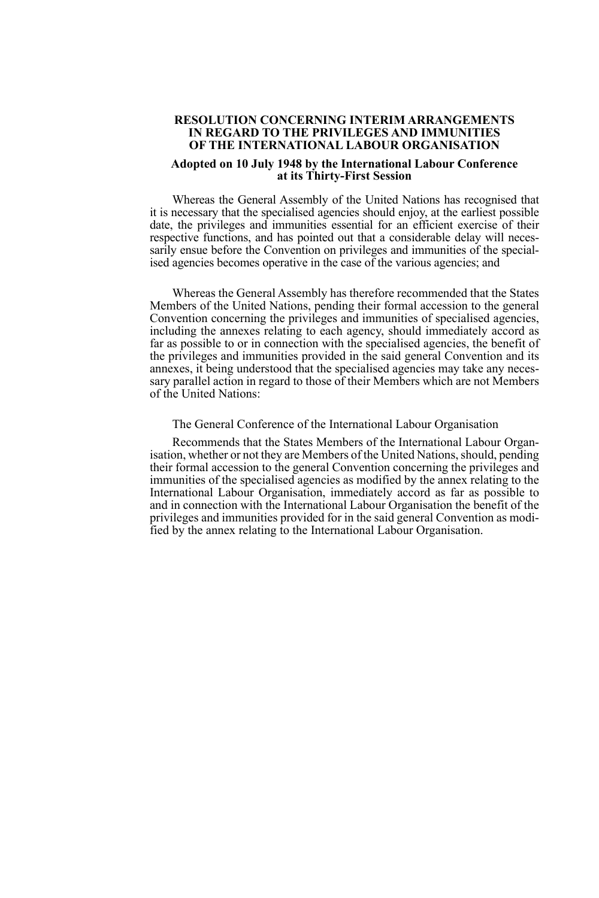## RESOLUTION CONCERNING INTERIM ARRANGEMENTS IN REGARD TO THE PRIVILEGES AND IMMUNITIES OF THE INTERNATIONAL LABOUR ORGANISATION

### Adopted on 10 July 1948 by the International Labour Conference at its Thirty-First Session

Whereas the General Assembly of the United Nations has recognised that it is necessary that the specialised agencies should enjoy, at the earliest possible date, the privileges and immunities essential for an efficient exercise of their respective functions, and has pointed out that a considerable delay will necessarily ensue before the Convention on privileges and immunities of the specialised agencies becomes operative in the case of the various agencies; and

Whereas the General Assembly has therefore recommended that the States Members of the United Nations, pending their formal accession to the general Convention concerning the privileges and immunities of specialised agencies, including the annexes relating to each agency, should immediately accord as far as possible to or in connection with the specialised agencies, the benefit of the privileges and immunities provided in the said general Convention and its annexes, it being understood that the specialised agencies may take any necessary parallel action in regard to those of their Members which are not Members of the United Nations:

The General Conference of the International Labour Organisation

Recommends that the States Members of the International Labour Organisation, whether or not they are Members of the United Nations, should, pending their formal accession to the general Convention concerning the privileges and immunities of the specialised agencies as modified by the annex relating to the International Labour Organisation, immediately accord as far as possible to and in connection with the International Labour Organisation the benefit of the privileges and immunities provided for in the said general Convention as modified by the annex relating to the International Labour Organisation.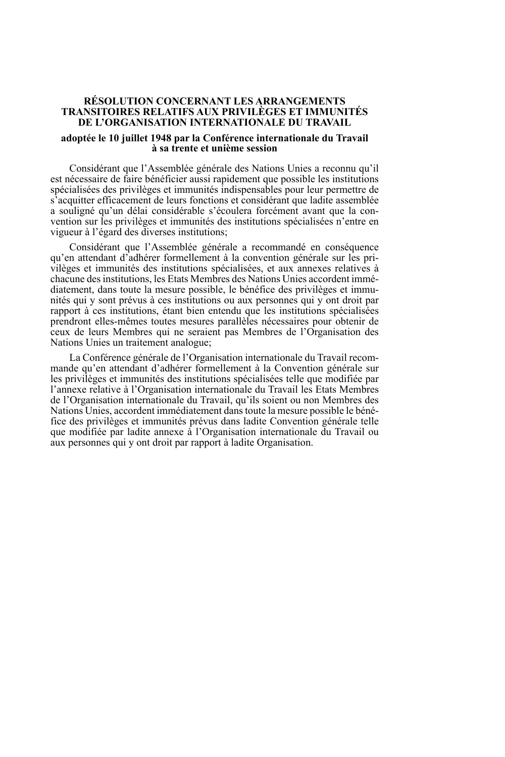## RÉSOLUTION CONCERNANT LES ARRANGEMENTS TRANSITOIRES RELATIFS AUX PRIVILÈGES ET IMMUNITÉS DE L'ORGANISATION INTERNATIONALE DU TRAVAIL

**adoptée le 10 juillet 1948 par la Conférence internationale du Travail à sa trente et unième session**

Considérant que l'Assemblée générale des Nations Unies a reconnu qu'il est nécessaire de faire bénéficier aussi rapidement que possible les institutions spécialisées des privilèges et immunités indispensables pour leur permettre de s'acquitter efficacement de leurs fonctions et considérant que ladite assemblée a souligné qu'un délai considérable s'écoulera forcément avant que la convention sur les privilèges et immunités des institutions spécialisées n'entre en vigueur à l'égard des diverses institutions;

Considérant que l'Assemblée générale a recommandé en conséquence qu'en attendant d'adhérer formellement à la convention générale sur les privilèges et immunités des institutions spécialisées, et aux annexes relatives à chacune des institutions, les Etats Membres des Nations Unies accordent immédiatement, dans toute la mesure possible, le bénéfice des privilèges et immunités qui y sont prévus à ces institutions ou aux personnes qui y ont droit par rapport à ces institutions, étant bien entendu que les institutions spécialisées prendront elles-mêmes toutes mesures parallèles nécessaires pour obtenir de ceux de leurs Membres qui ne seraient pas Membres de l'Organisation des Nations Unies un traitement analogue;

La Conférence générale de l'Organisation internationale du Travail recommande qu'en attendant d'adhérer formellement à la Convention générale sur les privilèges et immunités des institutions spécialisées telle que modifiée par l'annexe relative à l'Organisation internationale du Travail les Etats Membres de l'Organisation internationale du Travail, qu'ils soient ou non Membres des Nations Unies, accordent immédiatement dans toute la mesure possible le bénéfice des privilèges et immunités prévus dans ladite Convention générale telle que modifiée par ladite annexe à l'Organisation internationale du Travail ou aux personnes qui y ont droit par rapport à ladite Organisation.